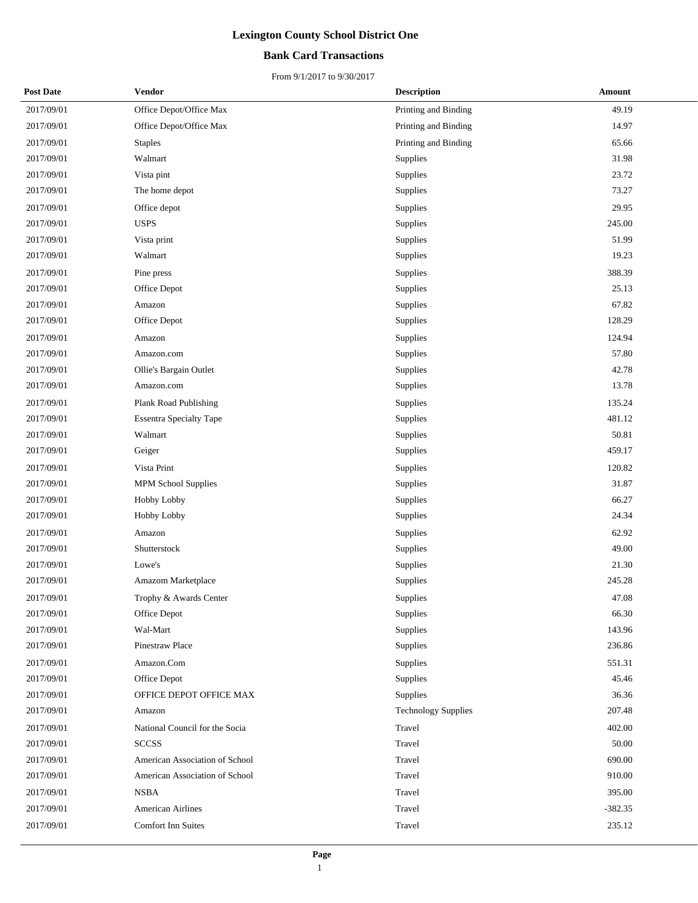# Lexington County School District One

## Bank Card Transactions

From 9/1/2017 to 9/30/2017

| Post Date | Vendor | Description | Amount |
|---|---|---|---|
| 2017/09/01 | Office Depot/Office Max | Printing and Binding | 49.19 |
| 2017/09/01 | Office Depot/Office Max | Printing and Binding | 14.97 |
| 2017/09/01 | Staples | Printing and Binding | 65.66 |
| 2017/09/01 | Walmart | Supplies | 31.98 |
| 2017/09/01 | Vista pint | Supplies | 23.72 |
| 2017/09/01 | The home depot | Supplies | 73.27 |
| 2017/09/01 | Office depot | Supplies | 29.95 |
| 2017/09/01 | USPS | Supplies | 245.00 |
| 2017/09/01 | Vista print | Supplies | 51.99 |
| 2017/09/01 | Walmart | Supplies | 19.23 |
| 2017/09/01 | Pine press | Supplies | 388.39 |
| 2017/09/01 | Office Depot | Supplies | 25.13 |
| 2017/09/01 | Amazon | Supplies | 67.82 |
| 2017/09/01 | Office Depot | Supplies | 128.29 |
| 2017/09/01 | Amazon | Supplies | 124.94 |
| 2017/09/01 | Amazon.com | Supplies | 57.80 |
| 2017/09/01 | Ollie's Bargain Outlet | Supplies | 42.78 |
| 2017/09/01 | Amazon.com | Supplies | 13.78 |
| 2017/09/01 | Plank Road Publishing | Supplies | 135.24 |
| 2017/09/01 | Essentra Specialty Tape | Supplies | 481.12 |
| 2017/09/01 | Walmart | Supplies | 50.81 |
| 2017/09/01 | Geiger | Supplies | 459.17 |
| 2017/09/01 | Vista Print | Supplies | 120.82 |
| 2017/09/01 | MPM School Supplies | Supplies | 31.87 |
| 2017/09/01 | Hobby Lobby | Supplies | 66.27 |
| 2017/09/01 | Hobby Lobby | Supplies | 24.34 |
| 2017/09/01 | Amazon | Supplies | 62.92 |
| 2017/09/01 | Shutterstock | Supplies | 49.00 |
| 2017/09/01 | Lowe's | Supplies | 21.30 |
| 2017/09/01 | Amazom Marketplace | Supplies | 245.28 |
| 2017/09/01 | Trophy & Awards Center | Supplies | 47.08 |
| 2017/09/01 | Office Depot | Supplies | 66.30 |
| 2017/09/01 | Wal-Mart | Supplies | 143.96 |
| 2017/09/01 | Pinestraw Place | Supplies | 236.86 |
| 2017/09/01 | Amazon.Com | Supplies | 551.31 |
| 2017/09/01 | Office Depot | Supplies | 45.46 |
| 2017/09/01 | OFFICE DEPOT OFFICE MAX | Supplies | 36.36 |
| 2017/09/01 | Amazon | Technology Supplies | 207.48 |
| 2017/09/01 | National Council for the Socia | Travel | 402.00 |
| 2017/09/01 | SCCSS | Travel | 50.00 |
| 2017/09/01 | American Association of School | Travel | 690.00 |
| 2017/09/01 | American Association of School | Travel | 910.00 |
| 2017/09/01 | NSBA | Travel | 395.00 |
| 2017/09/01 | American Airlines | Travel | -382.35 |
| 2017/09/01 | Comfort Inn Suites | Travel | 235.12 |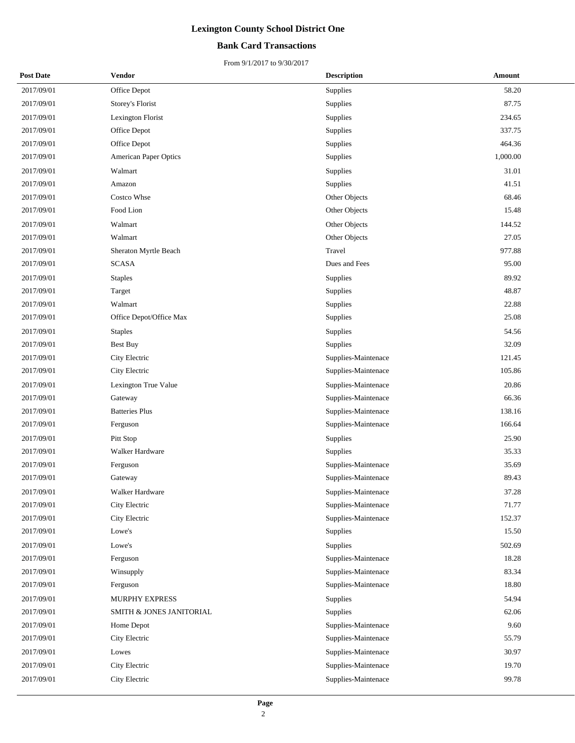# Lexington County School District One

## Bank Card Transactions

From 9/1/2017 to 9/30/2017

| Post Date | Vendor | Description | Amount |
|---|---|---|---|
| 2017/09/01 | Office Depot | Supplies | 58.20 |
| 2017/09/01 | Storey's Florist | Supplies | 87.75 |
| 2017/09/01 | Lexington Florist | Supplies | 234.65 |
| 2017/09/01 | Office Depot | Supplies | 337.75 |
| 2017/09/01 | Office Depot | Supplies | 464.36 |
| 2017/09/01 | American Paper Optics | Supplies | 1,000.00 |
| 2017/09/01 | Walmart | Supplies | 31.01 |
| 2017/09/01 | Amazon | Supplies | 41.51 |
| 2017/09/01 | Costco Whse | Other Objects | 68.46 |
| 2017/09/01 | Food Lion | Other Objects | 15.48 |
| 2017/09/01 | Walmart | Other Objects | 144.52 |
| 2017/09/01 | Walmart | Other Objects | 27.05 |
| 2017/09/01 | Sheraton Myrtle Beach | Travel | 977.88 |
| 2017/09/01 | SCASA | Dues and Fees | 95.00 |
| 2017/09/01 | Staples | Supplies | 89.92 |
| 2017/09/01 | Target | Supplies | 48.87 |
| 2017/09/01 | Walmart | Supplies | 22.88 |
| 2017/09/01 | Office Depot/Office Max | Supplies | 25.08 |
| 2017/09/01 | Staples | Supplies | 54.56 |
| 2017/09/01 | Best Buy | Supplies | 32.09 |
| 2017/09/01 | City Electric | Supplies-Maintenace | 121.45 |
| 2017/09/01 | City Electric | Supplies-Maintenace | 105.86 |
| 2017/09/01 | Lexington True Value | Supplies-Maintenace | 20.86 |
| 2017/09/01 | Gateway | Supplies-Maintenace | 66.36 |
| 2017/09/01 | Batteries Plus | Supplies-Maintenace | 138.16 |
| 2017/09/01 | Ferguson | Supplies-Maintenace | 166.64 |
| 2017/09/01 | Pitt Stop | Supplies | 25.90 |
| 2017/09/01 | Walker Hardware | Supplies | 35.33 |
| 2017/09/01 | Ferguson | Supplies-Maintenace | 35.69 |
| 2017/09/01 | Gateway | Supplies-Maintenace | 89.43 |
| 2017/09/01 | Walker Hardware | Supplies-Maintenace | 37.28 |
| 2017/09/01 | City Electric | Supplies-Maintenace | 71.77 |
| 2017/09/01 | City Electric | Supplies-Maintenace | 152.37 |
| 2017/09/01 | Lowe's | Supplies | 15.50 |
| 2017/09/01 | Lowe's | Supplies | 502.69 |
| 2017/09/01 | Ferguson | Supplies-Maintenace | 18.28 |
| 2017/09/01 | Winsupply | Supplies-Maintenace | 83.34 |
| 2017/09/01 | Ferguson | Supplies-Maintenace | 18.80 |
| 2017/09/01 | MURPHY EXPRESS | Supplies | 54.94 |
| 2017/09/01 | SMITH & JONES JANITORIAL | Supplies | 62.06 |
| 2017/09/01 | Home Depot | Supplies-Maintenace | 9.60 |
| 2017/09/01 | City Electric | Supplies-Maintenace | 55.79 |
| 2017/09/01 | Lowes | Supplies-Maintenace | 30.97 |
| 2017/09/01 | City Electric | Supplies-Maintenace | 19.70 |
| 2017/09/01 | City Electric | Supplies-Maintenace | 99.78 |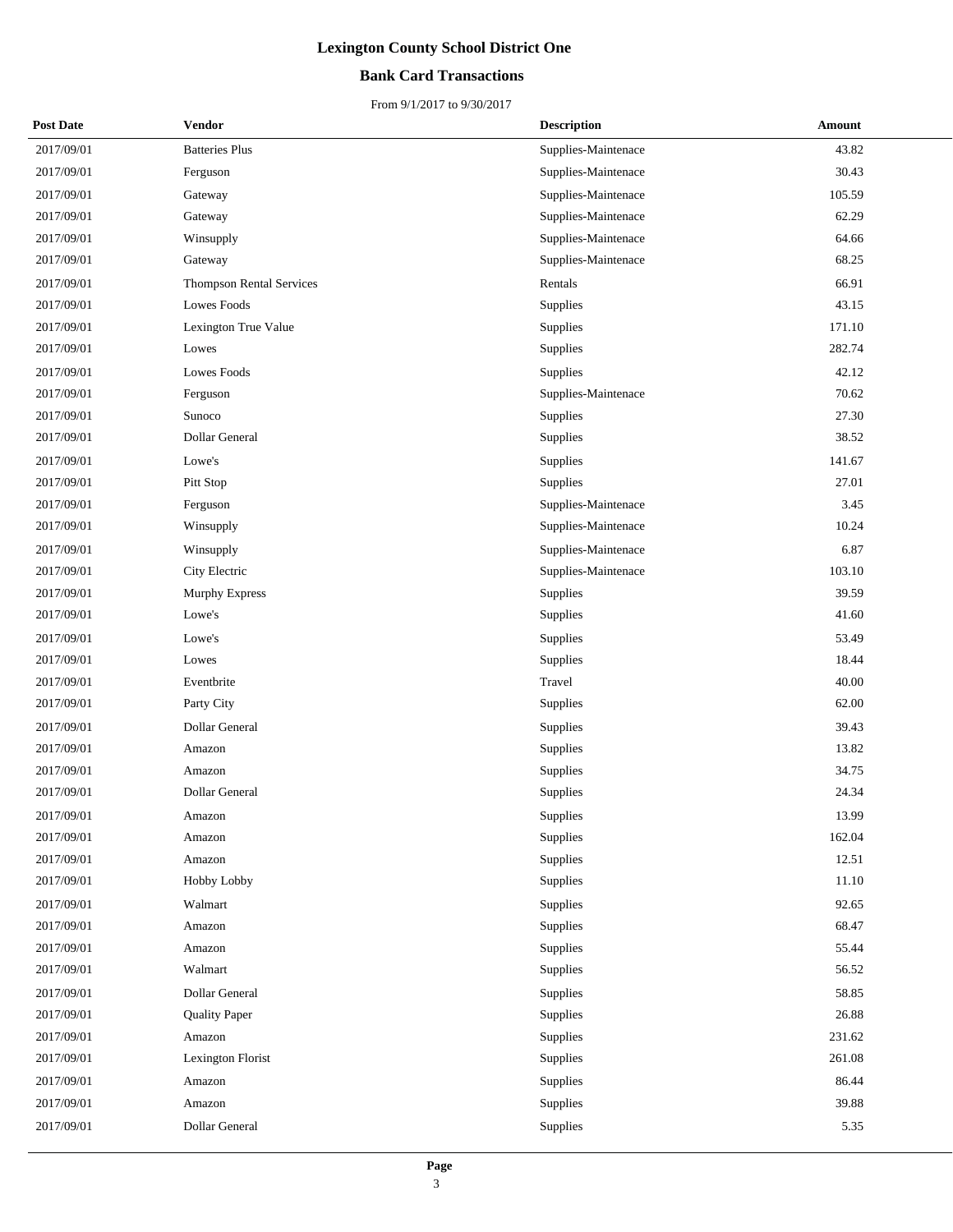# Lexington County School District One

## Bank Card Transactions

From 9/1/2017 to 9/30/2017

| Post Date | Vendor | Description | Amount |
|---|---|---|---|
| 2017/09/01 | Batteries Plus | Supplies-Maintenace | 43.82 |
| 2017/09/01 | Ferguson | Supplies-Maintenace | 30.43 |
| 2017/09/01 | Gateway | Supplies-Maintenace | 105.59 |
| 2017/09/01 | Gateway | Supplies-Maintenace | 62.29 |
| 2017/09/01 | Winsupply | Supplies-Maintenace | 64.66 |
| 2017/09/01 | Gateway | Supplies-Maintenace | 68.25 |
| 2017/09/01 | Thompson Rental Services | Rentals | 66.91 |
| 2017/09/01 | Lowes Foods | Supplies | 43.15 |
| 2017/09/01 | Lexington True Value | Supplies | 171.10 |
| 2017/09/01 | Lowes | Supplies | 282.74 |
| 2017/09/01 | Lowes Foods | Supplies | 42.12 |
| 2017/09/01 | Ferguson | Supplies-Maintenace | 70.62 |
| 2017/09/01 | Sunoco | Supplies | 27.30 |
| 2017/09/01 | Dollar General | Supplies | 38.52 |
| 2017/09/01 | Lowe's | Supplies | 141.67 |
| 2017/09/01 | Pitt Stop | Supplies | 27.01 |
| 2017/09/01 | Ferguson | Supplies-Maintenace | 3.45 |
| 2017/09/01 | Winsupply | Supplies-Maintenace | 10.24 |
| 2017/09/01 | Winsupply | Supplies-Maintenace | 6.87 |
| 2017/09/01 | City Electric | Supplies-Maintenace | 103.10 |
| 2017/09/01 | Murphy Express | Supplies | 39.59 |
| 2017/09/01 | Lowe's | Supplies | 41.60 |
| 2017/09/01 | Lowe's | Supplies | 53.49 |
| 2017/09/01 | Lowes | Supplies | 18.44 |
| 2017/09/01 | Eventbrite | Travel | 40.00 |
| 2017/09/01 | Party City | Supplies | 62.00 |
| 2017/09/01 | Dollar General | Supplies | 39.43 |
| 2017/09/01 | Amazon | Supplies | 13.82 |
| 2017/09/01 | Amazon | Supplies | 34.75 |
| 2017/09/01 | Dollar General | Supplies | 24.34 |
| 2017/09/01 | Amazon | Supplies | 13.99 |
| 2017/09/01 | Amazon | Supplies | 162.04 |
| 2017/09/01 | Amazon | Supplies | 12.51 |
| 2017/09/01 | Hobby Lobby | Supplies | 11.10 |
| 2017/09/01 | Walmart | Supplies | 92.65 |
| 2017/09/01 | Amazon | Supplies | 68.47 |
| 2017/09/01 | Amazon | Supplies | 55.44 |
| 2017/09/01 | Walmart | Supplies | 56.52 |
| 2017/09/01 | Dollar General | Supplies | 58.85 |
| 2017/09/01 | Quality Paper | Supplies | 26.88 |
| 2017/09/01 | Amazon | Supplies | 231.62 |
| 2017/09/01 | Lexington Florist | Supplies | 261.08 |
| 2017/09/01 | Amazon | Supplies | 86.44 |
| 2017/09/01 | Amazon | Supplies | 39.88 |
| 2017/09/01 | Dollar General | Supplies | 5.35 |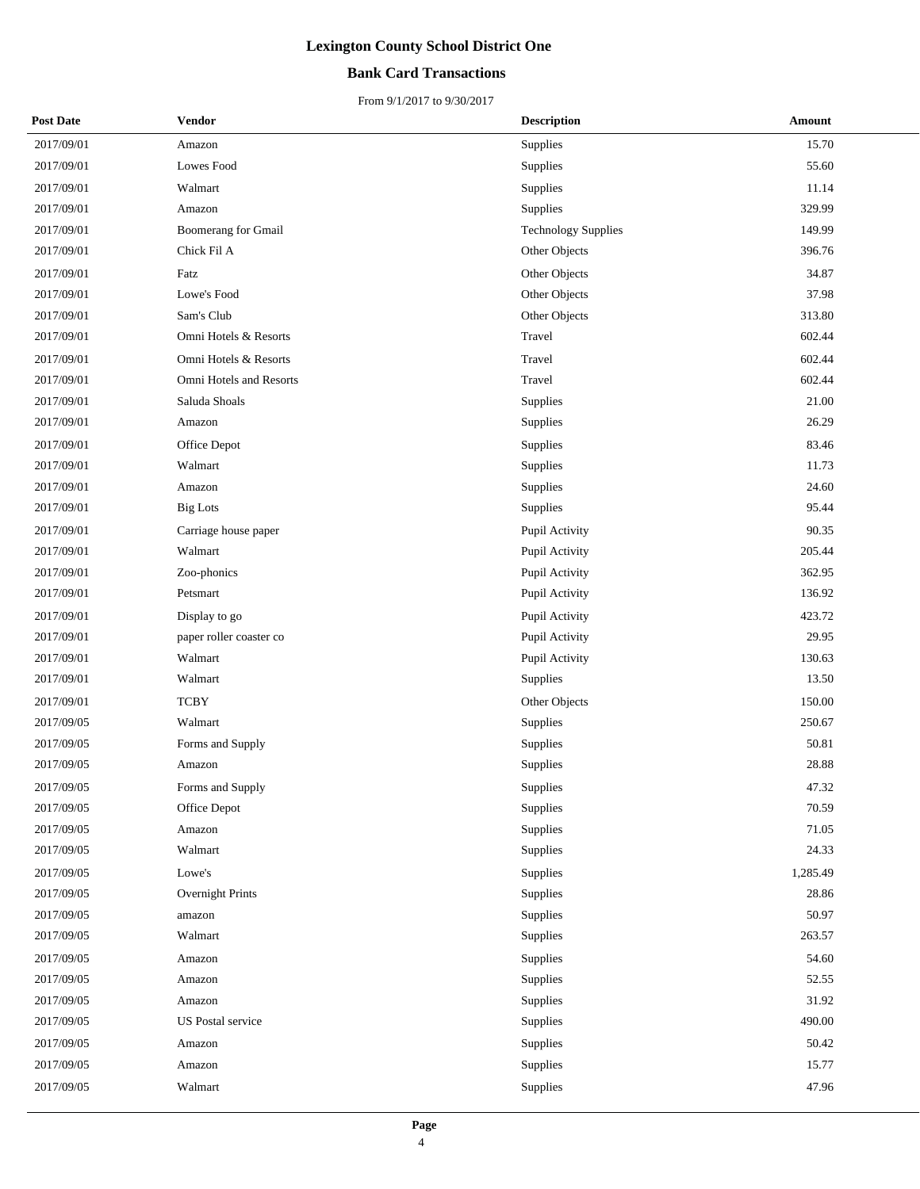# Lexington County School District One

## Bank Card Transactions

From 9/1/2017 to 9/30/2017

| Post Date | Vendor | Description | Amount |
|---|---|---|---|
| 2017/09/01 | Amazon | Supplies | 15.70 |
| 2017/09/01 | Lowes Food | Supplies | 55.60 |
| 2017/09/01 | Walmart | Supplies | 11.14 |
| 2017/09/01 | Amazon | Supplies | 329.99 |
| 2017/09/01 | Boomerang for Gmail | Technology Supplies | 149.99 |
| 2017/09/01 | Chick Fil A | Other Objects | 396.76 |
| 2017/09/01 | Fatz | Other Objects | 34.87 |
| 2017/09/01 | Lowe's Food | Other Objects | 37.98 |
| 2017/09/01 | Sam's Club | Other Objects | 313.80 |
| 2017/09/01 | Omni Hotels & Resorts | Travel | 602.44 |
| 2017/09/01 | Omni Hotels & Resorts | Travel | 602.44 |
| 2017/09/01 | Omni Hotels and Resorts | Travel | 602.44 |
| 2017/09/01 | Saluda Shoals | Supplies | 21.00 |
| 2017/09/01 | Amazon | Supplies | 26.29 |
| 2017/09/01 | Office Depot | Supplies | 83.46 |
| 2017/09/01 | Walmart | Supplies | 11.73 |
| 2017/09/01 | Amazon | Supplies | 24.60 |
| 2017/09/01 | Big Lots | Supplies | 95.44 |
| 2017/09/01 | Carriage house paper | Pupil Activity | 90.35 |
| 2017/09/01 | Walmart | Pupil Activity | 205.44 |
| 2017/09/01 | Zoo-phonics | Pupil Activity | 362.95 |
| 2017/09/01 | Petsmart | Pupil Activity | 136.92 |
| 2017/09/01 | Display to go | Pupil Activity | 423.72 |
| 2017/09/01 | paper roller coaster co | Pupil Activity | 29.95 |
| 2017/09/01 | Walmart | Pupil Activity | 130.63 |
| 2017/09/01 | Walmart | Supplies | 13.50 |
| 2017/09/01 | TCBY | Other Objects | 150.00 |
| 2017/09/05 | Walmart | Supplies | 250.67 |
| 2017/09/05 | Forms and Supply | Supplies | 50.81 |
| 2017/09/05 | Amazon | Supplies | 28.88 |
| 2017/09/05 | Forms and Supply | Supplies | 47.32 |
| 2017/09/05 | Office Depot | Supplies | 70.59 |
| 2017/09/05 | Amazon | Supplies | 71.05 |
| 2017/09/05 | Walmart | Supplies | 24.33 |
| 2017/09/05 | Lowe's | Supplies | 1,285.49 |
| 2017/09/05 | Overnight Prints | Supplies | 28.86 |
| 2017/09/05 | amazon | Supplies | 50.97 |
| 2017/09/05 | Walmart | Supplies | 263.57 |
| 2017/09/05 | Amazon | Supplies | 54.60 |
| 2017/09/05 | Amazon | Supplies | 52.55 |
| 2017/09/05 | Amazon | Supplies | 31.92 |
| 2017/09/05 | US Postal service | Supplies | 490.00 |
| 2017/09/05 | Amazon | Supplies | 50.42 |
| 2017/09/05 | Amazon | Supplies | 15.77 |
| 2017/09/05 | Walmart | Supplies | 47.96 |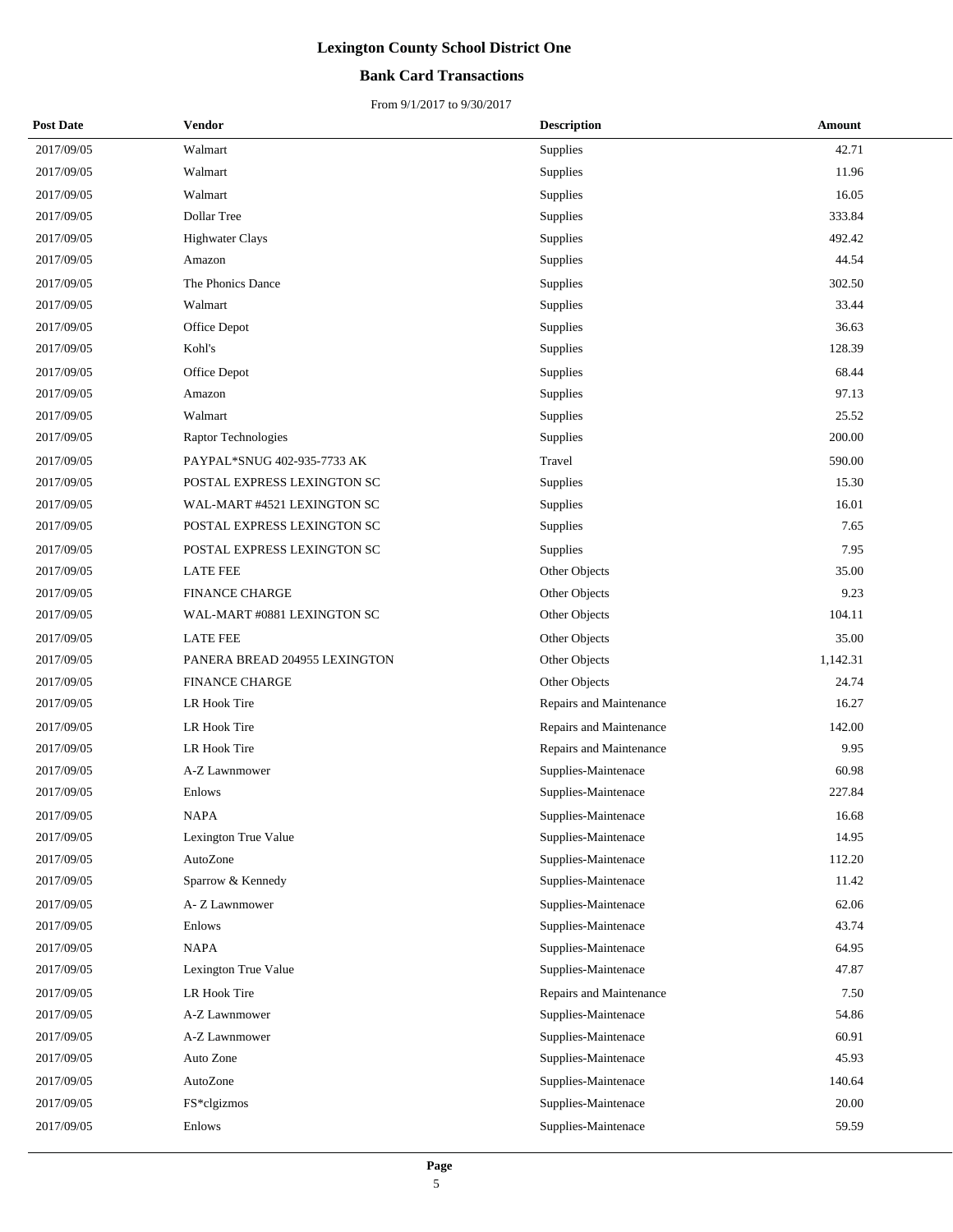# Lexington County School District One

## Bank Card Transactions

From 9/1/2017 to 9/30/2017

| Post Date | Vendor | Description | Amount |
|---|---|---|---|
| 2017/09/05 | Walmart | Supplies | 42.71 |
| 2017/09/05 | Walmart | Supplies | 11.96 |
| 2017/09/05 | Walmart | Supplies | 16.05 |
| 2017/09/05 | Dollar Tree | Supplies | 333.84 |
| 2017/09/05 | Highwater Clays | Supplies | 492.42 |
| 2017/09/05 | Amazon | Supplies | 44.54 |
| 2017/09/05 | The Phonics Dance | Supplies | 302.50 |
| 2017/09/05 | Walmart | Supplies | 33.44 |
| 2017/09/05 | Office Depot | Supplies | 36.63 |
| 2017/09/05 | Kohl's | Supplies | 128.39 |
| 2017/09/05 | Office Depot | Supplies | 68.44 |
| 2017/09/05 | Amazon | Supplies | 97.13 |
| 2017/09/05 | Walmart | Supplies | 25.52 |
| 2017/09/05 | Raptor Technologies | Supplies | 200.00 |
| 2017/09/05 | PAYPAL*SNUG 402-935-7733 AK | Travel | 590.00 |
| 2017/09/05 | POSTAL EXPRESS LEXINGTON SC | Supplies | 15.30 |
| 2017/09/05 | WAL-MART #4521 LEXINGTON SC | Supplies | 16.01 |
| 2017/09/05 | POSTAL EXPRESS LEXINGTON SC | Supplies | 7.65 |
| 2017/09/05 | POSTAL EXPRESS LEXINGTON SC | Supplies | 7.95 |
| 2017/09/05 | LATE FEE | Other Objects | 35.00 |
| 2017/09/05 | FINANCE CHARGE | Other Objects | 9.23 |
| 2017/09/05 | WAL-MART #0881 LEXINGTON SC | Other Objects | 104.11 |
| 2017/09/05 | LATE FEE | Other Objects | 35.00 |
| 2017/09/05 | PANERA BREAD 204955 LEXINGTON | Other Objects | 1,142.31 |
| 2017/09/05 | FINANCE CHARGE | Other Objects | 24.74 |
| 2017/09/05 | LR Hook Tire | Repairs and Maintenance | 16.27 |
| 2017/09/05 | LR Hook Tire | Repairs and Maintenance | 142.00 |
| 2017/09/05 | LR Hook Tire | Repairs and Maintenance | 9.95 |
| 2017/09/05 | A-Z Lawnmower | Supplies-Maintenace | 60.98 |
| 2017/09/05 | Enlows | Supplies-Maintenace | 227.84 |
| 2017/09/05 | NAPA | Supplies-Maintenace | 16.68 |
| 2017/09/05 | Lexington True Value | Supplies-Maintenace | 14.95 |
| 2017/09/05 | AutoZone | Supplies-Maintenace | 112.20 |
| 2017/09/05 | Sparrow & Kennedy | Supplies-Maintenace | 11.42 |
| 2017/09/05 | A- Z Lawnmower | Supplies-Maintenace | 62.06 |
| 2017/09/05 | Enlows | Supplies-Maintenace | 43.74 |
| 2017/09/05 | NAPA | Supplies-Maintenace | 64.95 |
| 2017/09/05 | Lexington True Value | Supplies-Maintenace | 47.87 |
| 2017/09/05 | LR Hook Tire | Repairs and Maintenance | 7.50 |
| 2017/09/05 | A-Z Lawnmower | Supplies-Maintenace | 54.86 |
| 2017/09/05 | A-Z Lawnmower | Supplies-Maintenace | 60.91 |
| 2017/09/05 | Auto Zone | Supplies-Maintenace | 45.93 |
| 2017/09/05 | AutoZone | Supplies-Maintenace | 140.64 |
| 2017/09/05 | FS*clgizmos | Supplies-Maintenace | 20.00 |
| 2017/09/05 | Enlows | Supplies-Maintenace | 59.59 |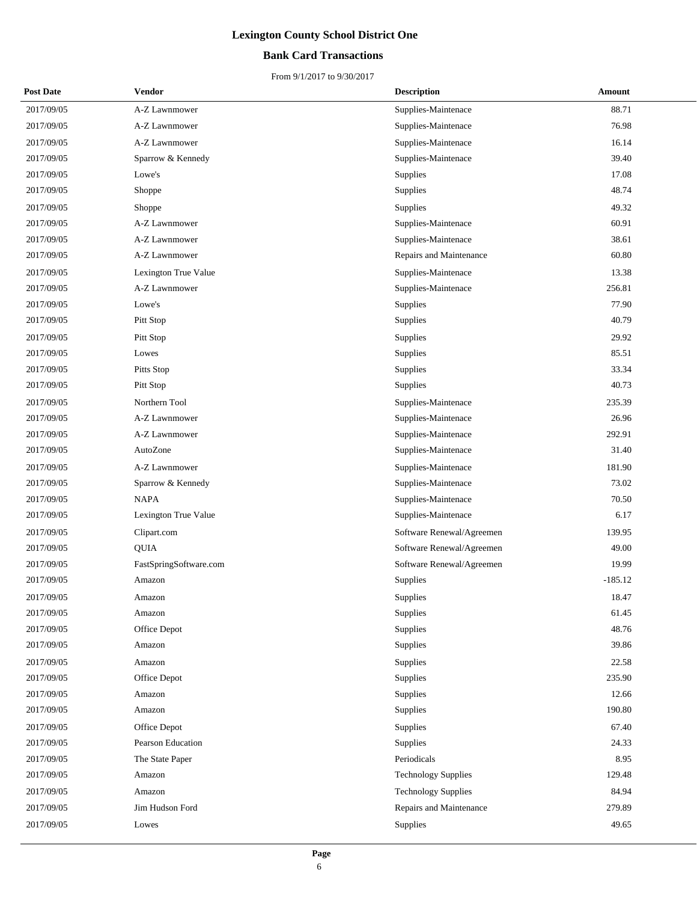# Lexington County School District One

## Bank Card Transactions

From 9/1/2017 to 9/30/2017

| Post Date | Vendor | Description | Amount |
|---|---|---|---|
| 2017/09/05 | A-Z Lawnmower | Supplies-Maintenace | 88.71 |
| 2017/09/05 | A-Z Lawnmower | Supplies-Maintenace | 76.98 |
| 2017/09/05 | A-Z Lawnmower | Supplies-Maintenace | 16.14 |
| 2017/09/05 | Sparrow & Kennedy | Supplies-Maintenace | 39.40 |
| 2017/09/05 | Lowe's | Supplies | 17.08 |
| 2017/09/05 | Shoppe | Supplies | 48.74 |
| 2017/09/05 | Shoppe | Supplies | 49.32 |
| 2017/09/05 | A-Z Lawnmower | Supplies-Maintenace | 60.91 |
| 2017/09/05 | A-Z Lawnmower | Supplies-Maintenace | 38.61 |
| 2017/09/05 | A-Z Lawnmower | Repairs and Maintenance | 60.80 |
| 2017/09/05 | Lexington True Value | Supplies-Maintenace | 13.38 |
| 2017/09/05 | A-Z Lawnmower | Supplies-Maintenace | 256.81 |
| 2017/09/05 | Lowe's | Supplies | 77.90 |
| 2017/09/05 | Pitt Stop | Supplies | 40.79 |
| 2017/09/05 | Pitt Stop | Supplies | 29.92 |
| 2017/09/05 | Lowes | Supplies | 85.51 |
| 2017/09/05 | Pitts Stop | Supplies | 33.34 |
| 2017/09/05 | Pitt Stop | Supplies | 40.73 |
| 2017/09/05 | Northern Tool | Supplies-Maintenace | 235.39 |
| 2017/09/05 | A-Z Lawnmower | Supplies-Maintenace | 26.96 |
| 2017/09/05 | A-Z Lawnmower | Supplies-Maintenace | 292.91 |
| 2017/09/05 | AutoZone | Supplies-Maintenace | 31.40 |
| 2017/09/05 | A-Z Lawnmower | Supplies-Maintenace | 181.90 |
| 2017/09/05 | Sparrow & Kennedy | Supplies-Maintenace | 73.02 |
| 2017/09/05 | NAPA | Supplies-Maintenace | 70.50 |
| 2017/09/05 | Lexington True Value | Supplies-Maintenace | 6.17 |
| 2017/09/05 | Clipart.com | Software Renewal/Agreemen | 139.95 |
| 2017/09/05 | QUIA | Software Renewal/Agreemen | 49.00 |
| 2017/09/05 | FastSpringSoftware.com | Software Renewal/Agreemen | 19.99 |
| 2017/09/05 | Amazon | Supplies | -185.12 |
| 2017/09/05 | Amazon | Supplies | 18.47 |
| 2017/09/05 | Amazon | Supplies | 61.45 |
| 2017/09/05 | Office Depot | Supplies | 48.76 |
| 2017/09/05 | Amazon | Supplies | 39.86 |
| 2017/09/05 | Amazon | Supplies | 22.58 |
| 2017/09/05 | Office Depot | Supplies | 235.90 |
| 2017/09/05 | Amazon | Supplies | 12.66 |
| 2017/09/05 | Amazon | Supplies | 190.80 |
| 2017/09/05 | Office Depot | Supplies | 67.40 |
| 2017/09/05 | Pearson Education | Supplies | 24.33 |
| 2017/09/05 | The State Paper | Periodicals | 8.95 |
| 2017/09/05 | Amazon | Technology Supplies | 129.48 |
| 2017/09/05 | Amazon | Technology Supplies | 84.94 |
| 2017/09/05 | Jim Hudson Ford | Repairs and Maintenance | 279.89 |
| 2017/09/05 | Lowes | Supplies | 49.65 |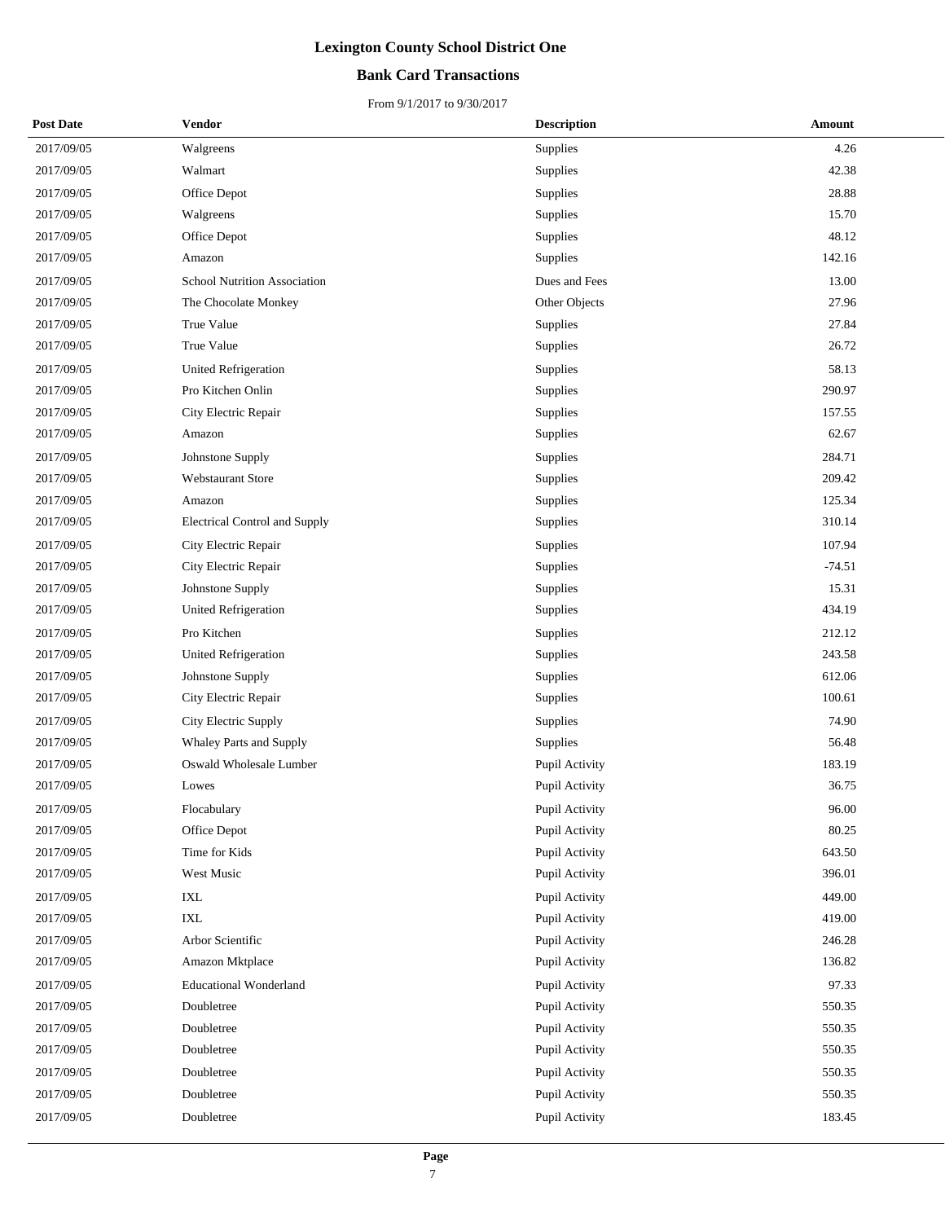# Lexington County School District One

## Bank Card Transactions

From 9/1/2017 to 9/30/2017

| Post Date | Vendor | Description | Amount |
|---|---|---|---|
| 2017/09/05 | Walgreens | Supplies | 4.26 |
| 2017/09/05 | Walmart | Supplies | 42.38 |
| 2017/09/05 | Office Depot | Supplies | 28.88 |
| 2017/09/05 | Walgreens | Supplies | 15.70 |
| 2017/09/05 | Office Depot | Supplies | 48.12 |
| 2017/09/05 | Amazon | Supplies | 142.16 |
| 2017/09/05 | School Nutrition Association | Dues and Fees | 13.00 |
| 2017/09/05 | The Chocolate Monkey | Other Objects | 27.96 |
| 2017/09/05 | True Value | Supplies | 27.84 |
| 2017/09/05 | True Value | Supplies | 26.72 |
| 2017/09/05 | United Refrigeration | Supplies | 58.13 |
| 2017/09/05 | Pro Kitchen Onlin | Supplies | 290.97 |
| 2017/09/05 | City Electric Repair | Supplies | 157.55 |
| 2017/09/05 | Amazon | Supplies | 62.67 |
| 2017/09/05 | Johnstone Supply | Supplies | 284.71 |
| 2017/09/05 | Webstaurant Store | Supplies | 209.42 |
| 2017/09/05 | Amazon | Supplies | 125.34 |
| 2017/09/05 | Electrical Control and Supply | Supplies | 310.14 |
| 2017/09/05 | City Electric Repair | Supplies | 107.94 |
| 2017/09/05 | City Electric Repair | Supplies | -74.51 |
| 2017/09/05 | Johnstone Supply | Supplies | 15.31 |
| 2017/09/05 | United Refrigeration | Supplies | 434.19 |
| 2017/09/05 | Pro Kitchen | Supplies | 212.12 |
| 2017/09/05 | United Refrigeration | Supplies | 243.58 |
| 2017/09/05 | Johnstone Supply | Supplies | 612.06 |
| 2017/09/05 | City Electric Repair | Supplies | 100.61 |
| 2017/09/05 | City Electric Supply | Supplies | 74.90 |
| 2017/09/05 | Whaley Parts and Supply | Supplies | 56.48 |
| 2017/09/05 | Oswald Wholesale Lumber | Pupil Activity | 183.19 |
| 2017/09/05 | Lowes | Pupil Activity | 36.75 |
| 2017/09/05 | Flocabulary | Pupil Activity | 96.00 |
| 2017/09/05 | Office Depot | Pupil Activity | 80.25 |
| 2017/09/05 | Time for Kids | Pupil Activity | 643.50 |
| 2017/09/05 | West Music | Pupil Activity | 396.01 |
| 2017/09/05 | IXL | Pupil Activity | 449.00 |
| 2017/09/05 | IXL | Pupil Activity | 419.00 |
| 2017/09/05 | Arbor Scientific | Pupil Activity | 246.28 |
| 2017/09/05 | Amazon Mktplace | Pupil Activity | 136.82 |
| 2017/09/05 | Educational Wonderland | Pupil Activity | 97.33 |
| 2017/09/05 | Doubletree | Pupil Activity | 550.35 |
| 2017/09/05 | Doubletree | Pupil Activity | 550.35 |
| 2017/09/05 | Doubletree | Pupil Activity | 550.35 |
| 2017/09/05 | Doubletree | Pupil Activity | 550.35 |
| 2017/09/05 | Doubletree | Pupil Activity | 550.35 |
| 2017/09/05 | Doubletree | Pupil Activity | 183.45 |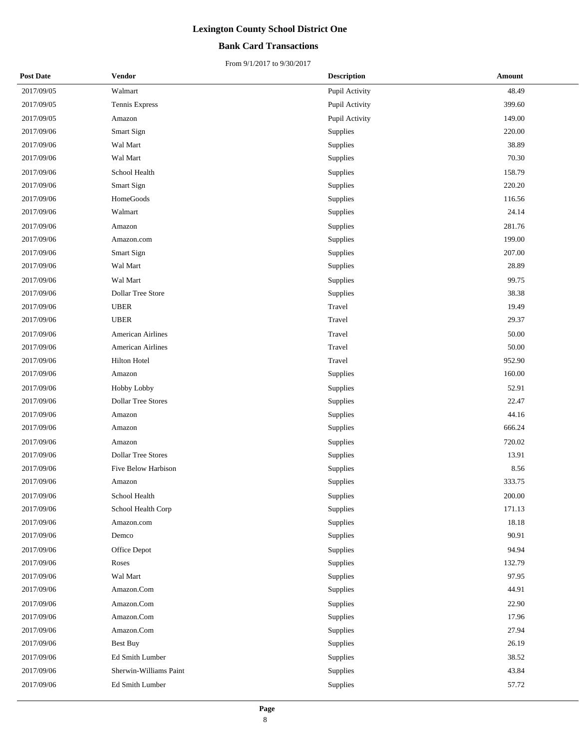# Lexington County School District One

## Bank Card Transactions

From 9/1/2017 to 9/30/2017

| Post Date | Vendor | Description | Amount |
|---|---|---|---|
| 2017/09/05 | Walmart | Pupil Activity | 48.49 |
| 2017/09/05 | Tennis Express | Pupil Activity | 399.60 |
| 2017/09/05 | Amazon | Pupil Activity | 149.00 |
| 2017/09/06 | Smart Sign | Supplies | 220.00 |
| 2017/09/06 | Wal Mart | Supplies | 38.89 |
| 2017/09/06 | Wal Mart | Supplies | 70.30 |
| 2017/09/06 | School Health | Supplies | 158.79 |
| 2017/09/06 | Smart Sign | Supplies | 220.20 |
| 2017/09/06 | HomeGoods | Supplies | 116.56 |
| 2017/09/06 | Walmart | Supplies | 24.14 |
| 2017/09/06 | Amazon | Supplies | 281.76 |
| 2017/09/06 | Amazon.com | Supplies | 199.00 |
| 2017/09/06 | Smart Sign | Supplies | 207.00 |
| 2017/09/06 | Wal Mart | Supplies | 28.89 |
| 2017/09/06 | Wal Mart | Supplies | 99.75 |
| 2017/09/06 | Dollar Tree Store | Supplies | 38.38 |
| 2017/09/06 | UBER | Travel | 19.49 |
| 2017/09/06 | UBER | Travel | 29.37 |
| 2017/09/06 | American Airlines | Travel | 50.00 |
| 2017/09/06 | American Airlines | Travel | 50.00 |
| 2017/09/06 | Hilton Hotel | Travel | 952.90 |
| 2017/09/06 | Amazon | Supplies | 160.00 |
| 2017/09/06 | Hobby Lobby | Supplies | 52.91 |
| 2017/09/06 | Dollar Tree Stores | Supplies | 22.47 |
| 2017/09/06 | Amazon | Supplies | 44.16 |
| 2017/09/06 | Amazon | Supplies | 666.24 |
| 2017/09/06 | Amazon | Supplies | 720.02 |
| 2017/09/06 | Dollar Tree Stores | Supplies | 13.91 |
| 2017/09/06 | Five Below Harbison | Supplies | 8.56 |
| 2017/09/06 | Amazon | Supplies | 333.75 |
| 2017/09/06 | School Health | Supplies | 200.00 |
| 2017/09/06 | School Health Corp | Supplies | 171.13 |
| 2017/09/06 | Amazon.com | Supplies | 18.18 |
| 2017/09/06 | Demco | Supplies | 90.91 |
| 2017/09/06 | Office Depot | Supplies | 94.94 |
| 2017/09/06 | Roses | Supplies | 132.79 |
| 2017/09/06 | Wal Mart | Supplies | 97.95 |
| 2017/09/06 | Amazon.Com | Supplies | 44.91 |
| 2017/09/06 | Amazon.Com | Supplies | 22.90 |
| 2017/09/06 | Amazon.Com | Supplies | 17.96 |
| 2017/09/06 | Amazon.Com | Supplies | 27.94 |
| 2017/09/06 | Best Buy | Supplies | 26.19 |
| 2017/09/06 | Ed Smith Lumber | Supplies | 38.52 |
| 2017/09/06 | Sherwin-Williams Paint | Supplies | 43.84 |
| 2017/09/06 | Ed Smith Lumber | Supplies | 57.72 |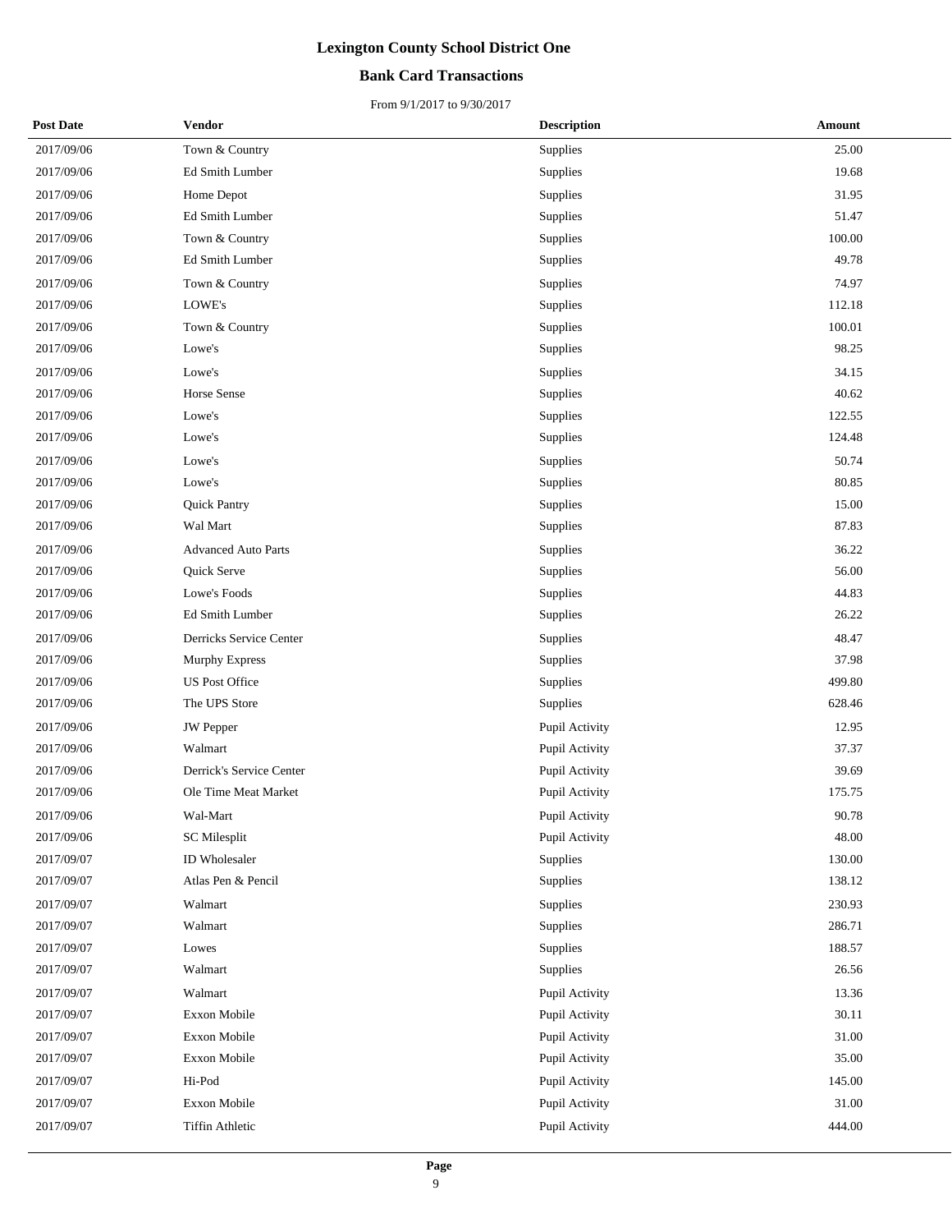# Lexington County School District One

## Bank Card Transactions

From 9/1/2017 to 9/30/2017

| Post Date | Vendor | Description | Amount |
|---|---|---|---|
| 2017/09/06 | Town & Country | Supplies | 25.00 |
| 2017/09/06 | Ed Smith Lumber | Supplies | 19.68 |
| 2017/09/06 | Home Depot | Supplies | 31.95 |
| 2017/09/06 | Ed Smith Lumber | Supplies | 51.47 |
| 2017/09/06 | Town & Country | Supplies | 100.00 |
| 2017/09/06 | Ed Smith Lumber | Supplies | 49.78 |
| 2017/09/06 | Town & Country | Supplies | 74.97 |
| 2017/09/06 | LOWE's | Supplies | 112.18 |
| 2017/09/06 | Town & Country | Supplies | 100.01 |
| 2017/09/06 | Lowe's | Supplies | 98.25 |
| 2017/09/06 | Lowe's | Supplies | 34.15 |
| 2017/09/06 | Horse Sense | Supplies | 40.62 |
| 2017/09/06 | Lowe's | Supplies | 122.55 |
| 2017/09/06 | Lowe's | Supplies | 124.48 |
| 2017/09/06 | Lowe's | Supplies | 50.74 |
| 2017/09/06 | Lowe's | Supplies | 80.85 |
| 2017/09/06 | Quick Pantry | Supplies | 15.00 |
| 2017/09/06 | Wal Mart | Supplies | 87.83 |
| 2017/09/06 | Advanced Auto Parts | Supplies | 36.22 |
| 2017/09/06 | Quick Serve | Supplies | 56.00 |
| 2017/09/06 | Lowe's Foods | Supplies | 44.83 |
| 2017/09/06 | Ed Smith Lumber | Supplies | 26.22 |
| 2017/09/06 | Derricks Service Center | Supplies | 48.47 |
| 2017/09/06 | Murphy Express | Supplies | 37.98 |
| 2017/09/06 | US Post Office | Supplies | 499.80 |
| 2017/09/06 | The UPS Store | Supplies | 628.46 |
| 2017/09/06 | JW Pepper | Pupil Activity | 12.95 |
| 2017/09/06 | Walmart | Pupil Activity | 37.37 |
| 2017/09/06 | Derrick's Service Center | Pupil Activity | 39.69 |
| 2017/09/06 | Ole Time Meat Market | Pupil Activity | 175.75 |
| 2017/09/06 | Wal-Mart | Pupil Activity | 90.78 |
| 2017/09/06 | SC Milesplit | Pupil Activity | 48.00 |
| 2017/09/07 | ID Wholesaler | Supplies | 130.00 |
| 2017/09/07 | Atlas Pen & Pencil | Supplies | 138.12 |
| 2017/09/07 | Walmart | Supplies | 230.93 |
| 2017/09/07 | Walmart | Supplies | 286.71 |
| 2017/09/07 | Lowes | Supplies | 188.57 |
| 2017/09/07 | Walmart | Supplies | 26.56 |
| 2017/09/07 | Walmart | Pupil Activity | 13.36 |
| 2017/09/07 | Exxon Mobile | Pupil Activity | 30.11 |
| 2017/09/07 | Exxon Mobile | Pupil Activity | 31.00 |
| 2017/09/07 | Exxon Mobile | Pupil Activity | 35.00 |
| 2017/09/07 | Hi-Pod | Pupil Activity | 145.00 |
| 2017/09/07 | Exxon Mobile | Pupil Activity | 31.00 |
| 2017/09/07 | Tiffin Athletic | Pupil Activity | 444.00 |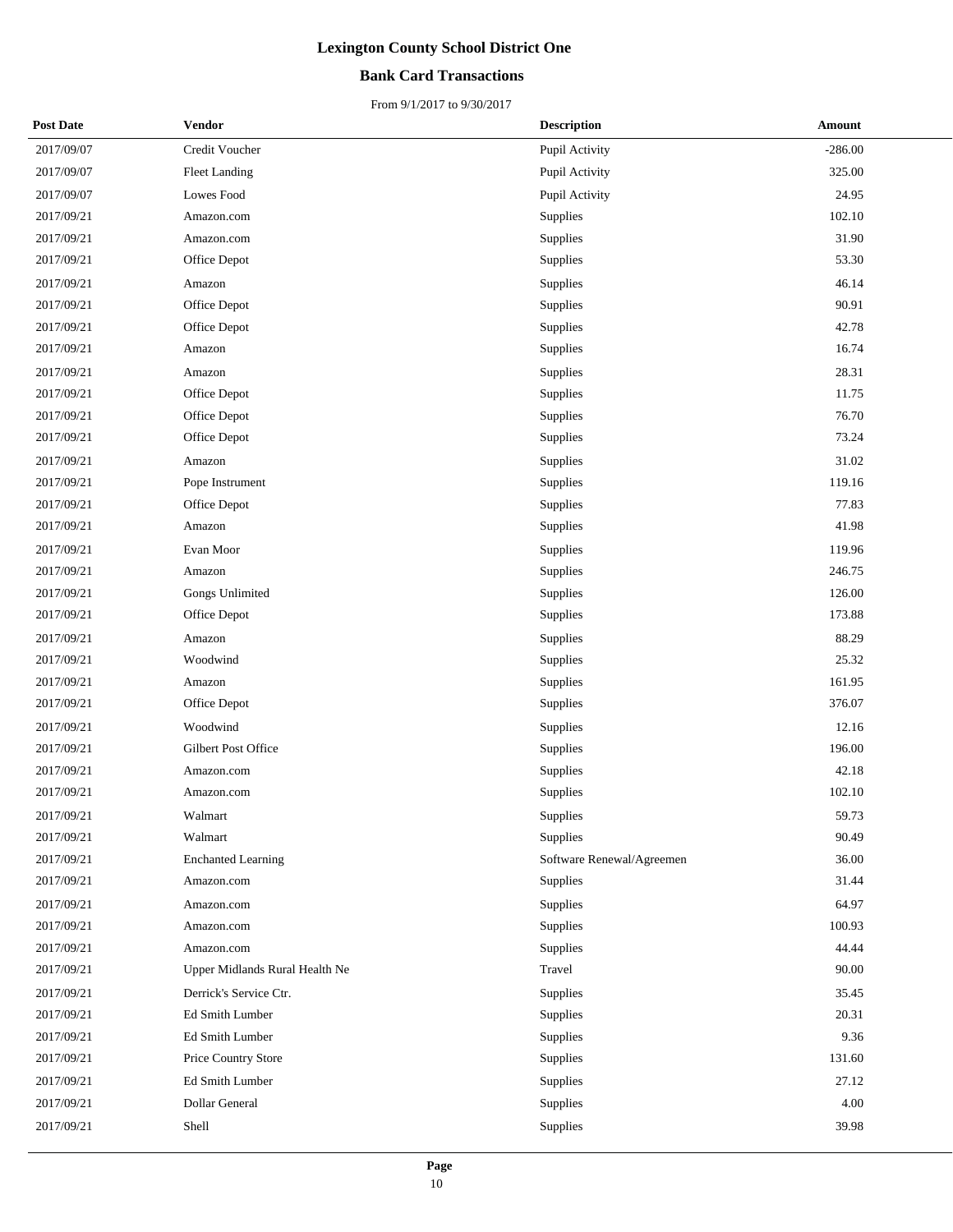# Lexington County School District One

## Bank Card Transactions

From 9/1/2017 to 9/30/2017

| Post Date | Vendor | Description | Amount |
|---|---|---|---|
| 2017/09/07 | Credit Voucher | Pupil Activity | -286.00 |
| 2017/09/07 | Fleet Landing | Pupil Activity | 325.00 |
| 2017/09/07 | Lowes Food | Pupil Activity | 24.95 |
| 2017/09/21 | Amazon.com | Supplies | 102.10 |
| 2017/09/21 | Amazon.com | Supplies | 31.90 |
| 2017/09/21 | Office Depot | Supplies | 53.30 |
| 2017/09/21 | Amazon | Supplies | 46.14 |
| 2017/09/21 | Office Depot | Supplies | 90.91 |
| 2017/09/21 | Office Depot | Supplies | 42.78 |
| 2017/09/21 | Amazon | Supplies | 16.74 |
| 2017/09/21 | Amazon | Supplies | 28.31 |
| 2017/09/21 | Office Depot | Supplies | 11.75 |
| 2017/09/21 | Office Depot | Supplies | 76.70 |
| 2017/09/21 | Office Depot | Supplies | 73.24 |
| 2017/09/21 | Amazon | Supplies | 31.02 |
| 2017/09/21 | Pope Instrument | Supplies | 119.16 |
| 2017/09/21 | Office Depot | Supplies | 77.83 |
| 2017/09/21 | Amazon | Supplies | 41.98 |
| 2017/09/21 | Evan Moor | Supplies | 119.96 |
| 2017/09/21 | Amazon | Supplies | 246.75 |
| 2017/09/21 | Gongs Unlimited | Supplies | 126.00 |
| 2017/09/21 | Office Depot | Supplies | 173.88 |
| 2017/09/21 | Amazon | Supplies | 88.29 |
| 2017/09/21 | Woodwind | Supplies | 25.32 |
| 2017/09/21 | Amazon | Supplies | 161.95 |
| 2017/09/21 | Office Depot | Supplies | 376.07 |
| 2017/09/21 | Woodwind | Supplies | 12.16 |
| 2017/09/21 | Gilbert Post Office | Supplies | 196.00 |
| 2017/09/21 | Amazon.com | Supplies | 42.18 |
| 2017/09/21 | Amazon.com | Supplies | 102.10 |
| 2017/09/21 | Walmart | Supplies | 59.73 |
| 2017/09/21 | Walmart | Supplies | 90.49 |
| 2017/09/21 | Enchanted Learning | Software Renewal/Agreemen | 36.00 |
| 2017/09/21 | Amazon.com | Supplies | 31.44 |
| 2017/09/21 | Amazon.com | Supplies | 64.97 |
| 2017/09/21 | Amazon.com | Supplies | 100.93 |
| 2017/09/21 | Amazon.com | Supplies | 44.44 |
| 2017/09/21 | Upper Midlands Rural Health Ne | Travel | 90.00 |
| 2017/09/21 | Derrick's Service Ctr. | Supplies | 35.45 |
| 2017/09/21 | Ed Smith Lumber | Supplies | 20.31 |
| 2017/09/21 | Ed Smith Lumber | Supplies | 9.36 |
| 2017/09/21 | Price Country Store | Supplies | 131.60 |
| 2017/09/21 | Ed Smith Lumber | Supplies | 27.12 |
| 2017/09/21 | Dollar General | Supplies | 4.00 |
| 2017/09/21 | Shell | Supplies | 39.98 |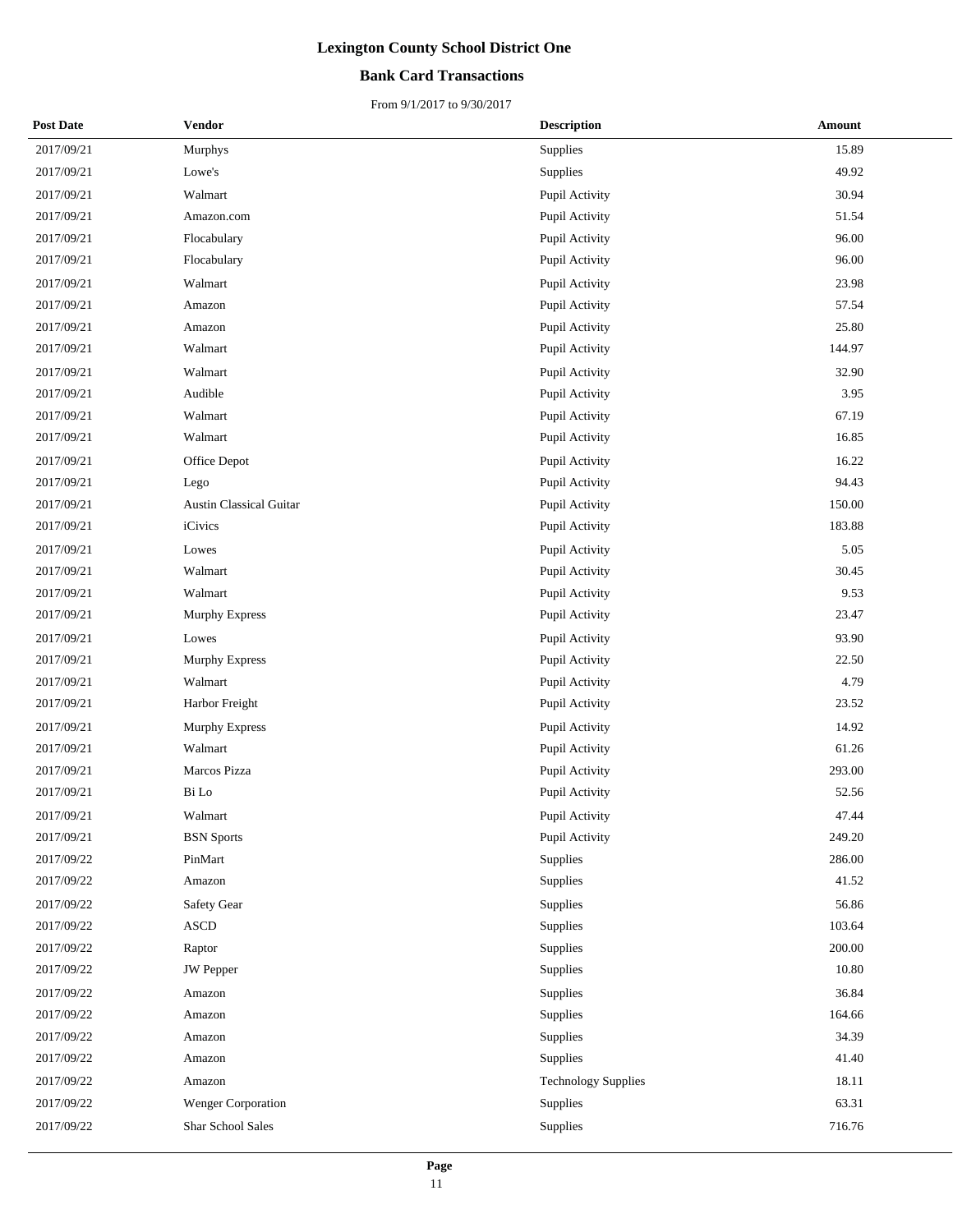# Lexington County School District One

## Bank Card Transactions

From 9/1/2017 to 9/30/2017

| Post Date | Vendor | Description | Amount |
|---|---|---|---|
| 2017/09/21 | Murphys | Supplies | 15.89 |
| 2017/09/21 | Lowe's | Supplies | 49.92 |
| 2017/09/21 | Walmart | Pupil Activity | 30.94 |
| 2017/09/21 | Amazon.com | Pupil Activity | 51.54 |
| 2017/09/21 | Flocabulary | Pupil Activity | 96.00 |
| 2017/09/21 | Flocabulary | Pupil Activity | 96.00 |
| 2017/09/21 | Walmart | Pupil Activity | 23.98 |
| 2017/09/21 | Amazon | Pupil Activity | 57.54 |
| 2017/09/21 | Amazon | Pupil Activity | 25.80 |
| 2017/09/21 | Walmart | Pupil Activity | 144.97 |
| 2017/09/21 | Walmart | Pupil Activity | 32.90 |
| 2017/09/21 | Audible | Pupil Activity | 3.95 |
| 2017/09/21 | Walmart | Pupil Activity | 67.19 |
| 2017/09/21 | Walmart | Pupil Activity | 16.85 |
| 2017/09/21 | Office Depot | Pupil Activity | 16.22 |
| 2017/09/21 | Lego | Pupil Activity | 94.43 |
| 2017/09/21 | Austin Classical Guitar | Pupil Activity | 150.00 |
| 2017/09/21 | iCivics | Pupil Activity | 183.88 |
| 2017/09/21 | Lowes | Pupil Activity | 5.05 |
| 2017/09/21 | Walmart | Pupil Activity | 30.45 |
| 2017/09/21 | Walmart | Pupil Activity | 9.53 |
| 2017/09/21 | Murphy Express | Pupil Activity | 23.47 |
| 2017/09/21 | Lowes | Pupil Activity | 93.90 |
| 2017/09/21 | Murphy Express | Pupil Activity | 22.50 |
| 2017/09/21 | Walmart | Pupil Activity | 4.79 |
| 2017/09/21 | Harbor Freight | Pupil Activity | 23.52 |
| 2017/09/21 | Murphy Express | Pupil Activity | 14.92 |
| 2017/09/21 | Walmart | Pupil Activity | 61.26 |
| 2017/09/21 | Marcos Pizza | Pupil Activity | 293.00 |
| 2017/09/21 | Bi Lo | Pupil Activity | 52.56 |
| 2017/09/21 | Walmart | Pupil Activity | 47.44 |
| 2017/09/21 | BSN Sports | Pupil Activity | 249.20 |
| 2017/09/22 | PinMart | Supplies | 286.00 |
| 2017/09/22 | Amazon | Supplies | 41.52 |
| 2017/09/22 | Safety Gear | Supplies | 56.86 |
| 2017/09/22 | ASCD | Supplies | 103.64 |
| 2017/09/22 | Raptor | Supplies | 200.00 |
| 2017/09/22 | JW Pepper | Supplies | 10.80 |
| 2017/09/22 | Amazon | Supplies | 36.84 |
| 2017/09/22 | Amazon | Supplies | 164.66 |
| 2017/09/22 | Amazon | Supplies | 34.39 |
| 2017/09/22 | Amazon | Supplies | 41.40 |
| 2017/09/22 | Amazon | Technology Supplies | 18.11 |
| 2017/09/22 | Wenger Corporation | Supplies | 63.31 |
| 2017/09/22 | Shar School Sales | Supplies | 716.76 |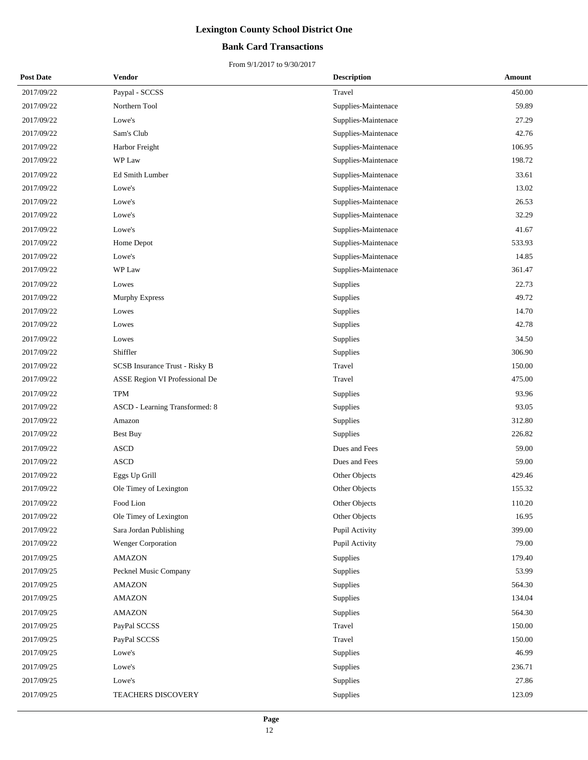# Lexington County School District One

## Bank Card Transactions

From 9/1/2017 to 9/30/2017

| Post Date | Vendor | Description | Amount |
|---|---|---|---|
| 2017/09/22 | Paypal - SCCSS | Travel | 450.00 |
| 2017/09/22 | Northern Tool | Supplies-Maintenace | 59.89 |
| 2017/09/22 | Lowe's | Supplies-Maintenace | 27.29 |
| 2017/09/22 | Sam's Club | Supplies-Maintenace | 42.76 |
| 2017/09/22 | Harbor Freight | Supplies-Maintenace | 106.95 |
| 2017/09/22 | WP Law | Supplies-Maintenace | 198.72 |
| 2017/09/22 | Ed Smith Lumber | Supplies-Maintenace | 33.61 |
| 2017/09/22 | Lowe's | Supplies-Maintenace | 13.02 |
| 2017/09/22 | Lowe's | Supplies-Maintenace | 26.53 |
| 2017/09/22 | Lowe's | Supplies-Maintenace | 32.29 |
| 2017/09/22 | Lowe's | Supplies-Maintenace | 41.67 |
| 2017/09/22 | Home Depot | Supplies-Maintenace | 533.93 |
| 2017/09/22 | Lowe's | Supplies-Maintenace | 14.85 |
| 2017/09/22 | WP Law | Supplies-Maintenace | 361.47 |
| 2017/09/22 | Lowes | Supplies | 22.73 |
| 2017/09/22 | Murphy Express | Supplies | 49.72 |
| 2017/09/22 | Lowes | Supplies | 14.70 |
| 2017/09/22 | Lowes | Supplies | 42.78 |
| 2017/09/22 | Lowes | Supplies | 34.50 |
| 2017/09/22 | Shiffler | Supplies | 306.90 |
| 2017/09/22 | SCSB Insurance Trust - Risky B | Travel | 150.00 |
| 2017/09/22 | ASSE Region VI Professional De | Travel | 475.00 |
| 2017/09/22 | TPM | Supplies | 93.96 |
| 2017/09/22 | ASCD - Learning Transformed: 8 | Supplies | 93.05 |
| 2017/09/22 | Amazon | Supplies | 312.80 |
| 2017/09/22 | Best Buy | Supplies | 226.82 |
| 2017/09/22 | ASCD | Dues and Fees | 59.00 |
| 2017/09/22 | ASCD | Dues and Fees | 59.00 |
| 2017/09/22 | Eggs Up Grill | Other Objects | 429.46 |
| 2017/09/22 | Ole Timey of Lexington | Other Objects | 155.32 |
| 2017/09/22 | Food Lion | Other Objects | 110.20 |
| 2017/09/22 | Ole Timey of Lexington | Other Objects | 16.95 |
| 2017/09/22 | Sara Jordan Publishing | Pupil Activity | 399.00 |
| 2017/09/22 | Wenger Corporation | Pupil Activity | 79.00 |
| 2017/09/25 | AMAZON | Supplies | 179.40 |
| 2017/09/25 | Pecknel Music Company | Supplies | 53.99 |
| 2017/09/25 | AMAZON | Supplies | 564.30 |
| 2017/09/25 | AMAZON | Supplies | 134.04 |
| 2017/09/25 | AMAZON | Supplies | 564.30 |
| 2017/09/25 | PayPal SCCSS | Travel | 150.00 |
| 2017/09/25 | PayPal SCCSS | Travel | 150.00 |
| 2017/09/25 | Lowe's | Supplies | 46.99 |
| 2017/09/25 | Lowe's | Supplies | 236.71 |
| 2017/09/25 | Lowe's | Supplies | 27.86 |
| 2017/09/25 | TEACHERS DISCOVERY | Supplies | 123.09 |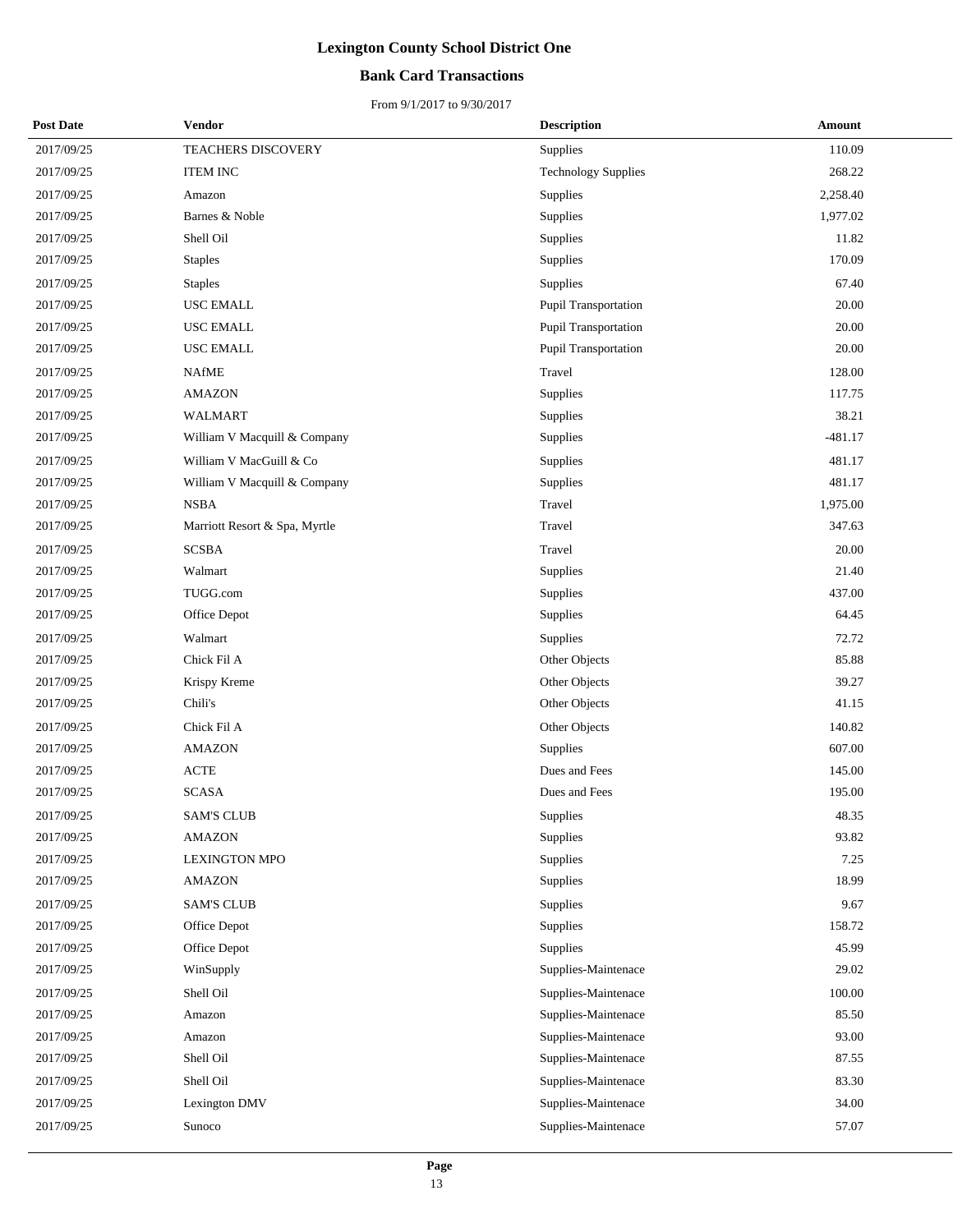# Lexington County School District One

## Bank Card Transactions

From 9/1/2017 to 9/30/2017

| Post Date | Vendor | Description | Amount |
|---|---|---|---|
| 2017/09/25 | TEACHERS DISCOVERY | Supplies | 110.09 |
| 2017/09/25 | ITEM INC | Technology Supplies | 268.22 |
| 2017/09/25 | Amazon | Supplies | 2,258.40 |
| 2017/09/25 | Barnes & Noble | Supplies | 1,977.02 |
| 2017/09/25 | Shell Oil | Supplies | 11.82 |
| 2017/09/25 | Staples | Supplies | 170.09 |
| 2017/09/25 | Staples | Supplies | 67.40 |
| 2017/09/25 | USC EMALL | Pupil Transportation | 20.00 |
| 2017/09/25 | USC EMALL | Pupil Transportation | 20.00 |
| 2017/09/25 | USC EMALL | Pupil Transportation | 20.00 |
| 2017/09/25 | NAfME | Travel | 128.00 |
| 2017/09/25 | AMAZON | Supplies | 117.75 |
| 2017/09/25 | WALMART | Supplies | 38.21 |
| 2017/09/25 | William V Macquill & Company | Supplies | -481.17 |
| 2017/09/25 | William V MacGuill & Co | Supplies | 481.17 |
| 2017/09/25 | William V Macquill & Company | Supplies | 481.17 |
| 2017/09/25 | NSBA | Travel | 1,975.00 |
| 2017/09/25 | Marriott Resort & Spa, Myrtle | Travel | 347.63 |
| 2017/09/25 | SCSBA | Travel | 20.00 |
| 2017/09/25 | Walmart | Supplies | 21.40 |
| 2017/09/25 | TUGG.com | Supplies | 437.00 |
| 2017/09/25 | Office Depot | Supplies | 64.45 |
| 2017/09/25 | Walmart | Supplies | 72.72 |
| 2017/09/25 | Chick Fil A | Other Objects | 85.88 |
| 2017/09/25 | Krispy Kreme | Other Objects | 39.27 |
| 2017/09/25 | Chili's | Other Objects | 41.15 |
| 2017/09/25 | Chick Fil A | Other Objects | 140.82 |
| 2017/09/25 | AMAZON | Supplies | 607.00 |
| 2017/09/25 | ACTE | Dues and Fees | 145.00 |
| 2017/09/25 | SCASA | Dues and Fees | 195.00 |
| 2017/09/25 | SAM'S CLUB | Supplies | 48.35 |
| 2017/09/25 | AMAZON | Supplies | 93.82 |
| 2017/09/25 | LEXINGTON MPO | Supplies | 7.25 |
| 2017/09/25 | AMAZON | Supplies | 18.99 |
| 2017/09/25 | SAM'S CLUB | Supplies | 9.67 |
| 2017/09/25 | Office Depot | Supplies | 158.72 |
| 2017/09/25 | Office Depot | Supplies | 45.99 |
| 2017/09/25 | WinSupply | Supplies-Maintenace | 29.02 |
| 2017/09/25 | Shell Oil | Supplies-Maintenace | 100.00 |
| 2017/09/25 | Amazon | Supplies-Maintenace | 85.50 |
| 2017/09/25 | Amazon | Supplies-Maintenace | 93.00 |
| 2017/09/25 | Shell Oil | Supplies-Maintenace | 87.55 |
| 2017/09/25 | Shell Oil | Supplies-Maintenace | 83.30 |
| 2017/09/25 | Lexington DMV | Supplies-Maintenace | 34.00 |
| 2017/09/25 | Sunoco | Supplies-Maintenace | 57.07 |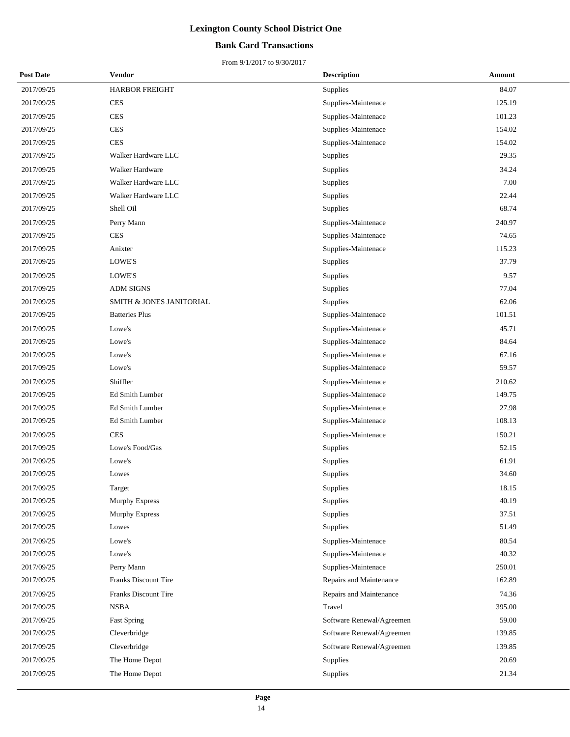# Lexington County School District One

## Bank Card Transactions

From 9/1/2017 to 9/30/2017

| Post Date | Vendor | Description | Amount |
|---|---|---|---|
| 2017/09/25 | HARBOR FREIGHT | Supplies | 84.07 |
| 2017/09/25 | CES | Supplies-Maintenace | 125.19 |
| 2017/09/25 | CES | Supplies-Maintenace | 101.23 |
| 2017/09/25 | CES | Supplies-Maintenace | 154.02 |
| 2017/09/25 | CES | Supplies-Maintenace | 154.02 |
| 2017/09/25 | Walker Hardware LLC | Supplies | 29.35 |
| 2017/09/25 | Walker Hardware | Supplies | 34.24 |
| 2017/09/25 | Walker Hardware LLC | Supplies | 7.00 |
| 2017/09/25 | Walker Hardware LLC | Supplies | 22.44 |
| 2017/09/25 | Shell Oil | Supplies | 68.74 |
| 2017/09/25 | Perry Mann | Supplies-Maintenace | 240.97 |
| 2017/09/25 | CES | Supplies-Maintenace | 74.65 |
| 2017/09/25 | Anixter | Supplies-Maintenace | 115.23 |
| 2017/09/25 | LOWE'S | Supplies | 37.79 |
| 2017/09/25 | LOWE'S | Supplies | 9.57 |
| 2017/09/25 | ADM SIGNS | Supplies | 77.04 |
| 2017/09/25 | SMITH & JONES JANITORIAL | Supplies | 62.06 |
| 2017/09/25 | Batteries Plus | Supplies-Maintenace | 101.51 |
| 2017/09/25 | Lowe's | Supplies-Maintenace | 45.71 |
| 2017/09/25 | Lowe's | Supplies-Maintenace | 84.64 |
| 2017/09/25 | Lowe's | Supplies-Maintenace | 67.16 |
| 2017/09/25 | Lowe's | Supplies-Maintenace | 59.57 |
| 2017/09/25 | Shiffler | Supplies-Maintenace | 210.62 |
| 2017/09/25 | Ed Smith Lumber | Supplies-Maintenace | 149.75 |
| 2017/09/25 | Ed Smith Lumber | Supplies-Maintenace | 27.98 |
| 2017/09/25 | Ed Smith Lumber | Supplies-Maintenace | 108.13 |
| 2017/09/25 | CES | Supplies-Maintenace | 150.21 |
| 2017/09/25 | Lowe's Food/Gas | Supplies | 52.15 |
| 2017/09/25 | Lowe's | Supplies | 61.91 |
| 2017/09/25 | Lowes | Supplies | 34.60 |
| 2017/09/25 | Target | Supplies | 18.15 |
| 2017/09/25 | Murphy Express | Supplies | 40.19 |
| 2017/09/25 | Murphy Express | Supplies | 37.51 |
| 2017/09/25 | Lowes | Supplies | 51.49 |
| 2017/09/25 | Lowe's | Supplies-Maintenace | 80.54 |
| 2017/09/25 | Lowe's | Supplies-Maintenace | 40.32 |
| 2017/09/25 | Perry Mann | Supplies-Maintenace | 250.01 |
| 2017/09/25 | Franks Discount Tire | Repairs and Maintenance | 162.89 |
| 2017/09/25 | Franks Discount Tire | Repairs and Maintenance | 74.36 |
| 2017/09/25 | NSBA | Travel | 395.00 |
| 2017/09/25 | Fast Spring | Software Renewal/Agreemen | 59.00 |
| 2017/09/25 | Cleverbridge | Software Renewal/Agreemen | 139.85 |
| 2017/09/25 | Cleverbridge | Software Renewal/Agreemen | 139.85 |
| 2017/09/25 | The Home Depot | Supplies | 20.69 |
| 2017/09/25 | The Home Depot | Supplies | 21.34 |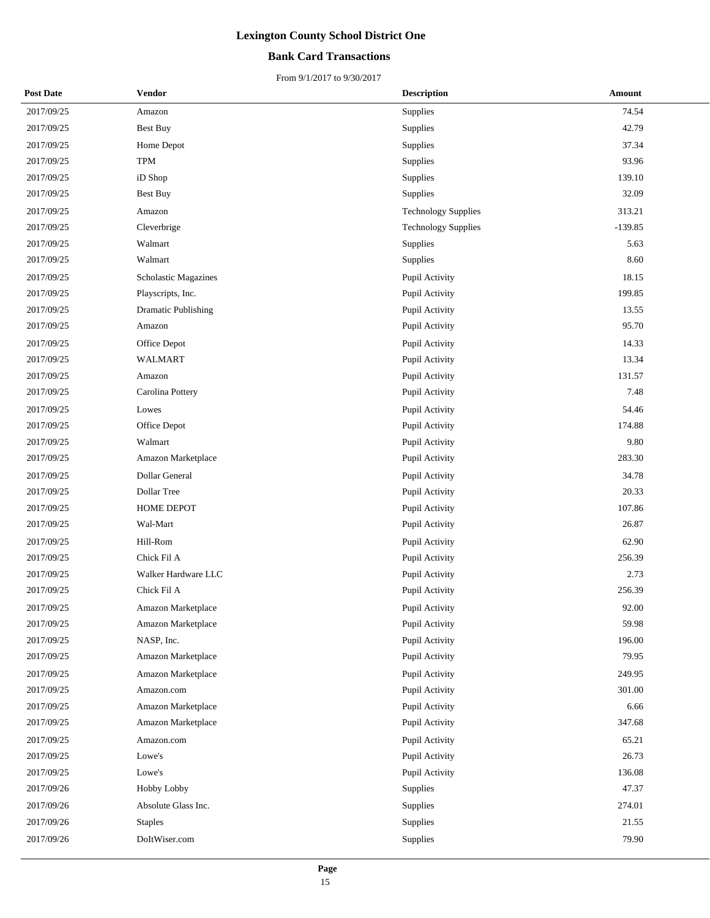# Lexington County School District One

## Bank Card Transactions

From 9/1/2017 to 9/30/2017

| Post Date | Vendor | Description | Amount |
|---|---|---|---|
| 2017/09/25 | Amazon | Supplies | 74.54 |
| 2017/09/25 | Best Buy | Supplies | 42.79 |
| 2017/09/25 | Home Depot | Supplies | 37.34 |
| 2017/09/25 | TPM | Supplies | 93.96 |
| 2017/09/25 | iD Shop | Supplies | 139.10 |
| 2017/09/25 | Best Buy | Supplies | 32.09 |
| 2017/09/25 | Amazon | Technology Supplies | 313.21 |
| 2017/09/25 | Cleverbrige | Technology Supplies | -139.85 |
| 2017/09/25 | Walmart | Supplies | 5.63 |
| 2017/09/25 | Walmart | Supplies | 8.60 |
| 2017/09/25 | Scholastic Magazines | Pupil Activity | 18.15 |
| 2017/09/25 | Playscripts, Inc. | Pupil Activity | 199.85 |
| 2017/09/25 | Dramatic Publishing | Pupil Activity | 13.55 |
| 2017/09/25 | Amazon | Pupil Activity | 95.70 |
| 2017/09/25 | Office Depot | Pupil Activity | 14.33 |
| 2017/09/25 | WALMART | Pupil Activity | 13.34 |
| 2017/09/25 | Amazon | Pupil Activity | 131.57 |
| 2017/09/25 | Carolina Pottery | Pupil Activity | 7.48 |
| 2017/09/25 | Lowes | Pupil Activity | 54.46 |
| 2017/09/25 | Office Depot | Pupil Activity | 174.88 |
| 2017/09/25 | Walmart | Pupil Activity | 9.80 |
| 2017/09/25 | Amazon Marketplace | Pupil Activity | 283.30 |
| 2017/09/25 | Dollar General | Pupil Activity | 34.78 |
| 2017/09/25 | Dollar Tree | Pupil Activity | 20.33 |
| 2017/09/25 | HOME DEPOT | Pupil Activity | 107.86 |
| 2017/09/25 | Wal-Mart | Pupil Activity | 26.87 |
| 2017/09/25 | Hill-Rom | Pupil Activity | 62.90 |
| 2017/09/25 | Chick Fil A | Pupil Activity | 256.39 |
| 2017/09/25 | Walker Hardware LLC | Pupil Activity | 2.73 |
| 2017/09/25 | Chick Fil A | Pupil Activity | 256.39 |
| 2017/09/25 | Amazon Marketplace | Pupil Activity | 92.00 |
| 2017/09/25 | Amazon Marketplace | Pupil Activity | 59.98 |
| 2017/09/25 | NASP, Inc. | Pupil Activity | 196.00 |
| 2017/09/25 | Amazon Marketplace | Pupil Activity | 79.95 |
| 2017/09/25 | Amazon Marketplace | Pupil Activity | 249.95 |
| 2017/09/25 | Amazon.com | Pupil Activity | 301.00 |
| 2017/09/25 | Amazon Marketplace | Pupil Activity | 6.66 |
| 2017/09/25 | Amazon Marketplace | Pupil Activity | 347.68 |
| 2017/09/25 | Amazon.com | Pupil Activity | 65.21 |
| 2017/09/25 | Lowe's | Pupil Activity | 26.73 |
| 2017/09/25 | Lowe's | Pupil Activity | 136.08 |
| 2017/09/26 | Hobby Lobby | Supplies | 47.37 |
| 2017/09/26 | Absolute Glass Inc. | Supplies | 274.01 |
| 2017/09/26 | Staples | Supplies | 21.55 |
| 2017/09/26 | DoItWiser.com | Supplies | 79.90 |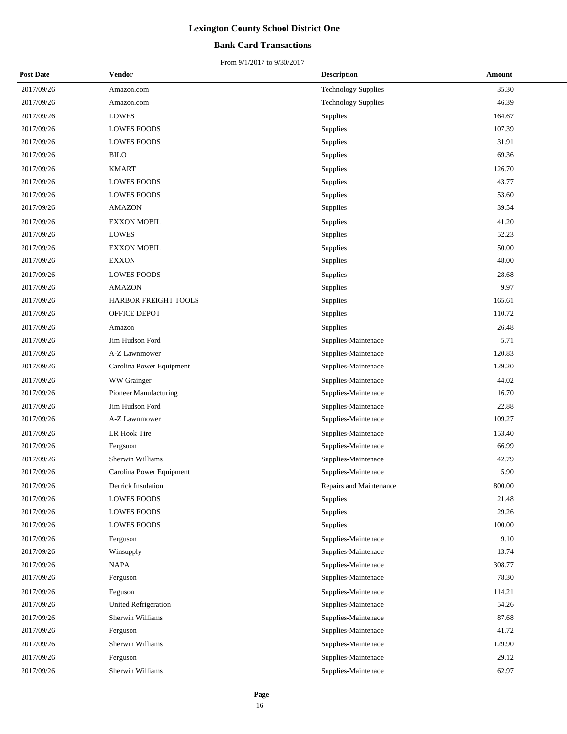# Lexington County School District One

## Bank Card Transactions

From 9/1/2017 to 9/30/2017

| Post Date | Vendor | Description | Amount |
|---|---|---|---|
| 2017/09/26 | Amazon.com | Technology Supplies | 35.30 |
| 2017/09/26 | Amazon.com | Technology Supplies | 46.39 |
| 2017/09/26 | LOWES | Supplies | 164.67 |
| 2017/09/26 | LOWES FOODS | Supplies | 107.39 |
| 2017/09/26 | LOWES FOODS | Supplies | 31.91 |
| 2017/09/26 | BILO | Supplies | 69.36 |
| 2017/09/26 | KMART | Supplies | 126.70 |
| 2017/09/26 | LOWES FOODS | Supplies | 43.77 |
| 2017/09/26 | LOWES FOODS | Supplies | 53.60 |
| 2017/09/26 | AMAZON | Supplies | 39.54 |
| 2017/09/26 | EXXON MOBIL | Supplies | 41.20 |
| 2017/09/26 | LOWES | Supplies | 52.23 |
| 2017/09/26 | EXXON MOBIL | Supplies | 50.00 |
| 2017/09/26 | EXXON | Supplies | 48.00 |
| 2017/09/26 | LOWES FOODS | Supplies | 28.68 |
| 2017/09/26 | AMAZON | Supplies | 9.97 |
| 2017/09/26 | HARBOR FREIGHT TOOLS | Supplies | 165.61 |
| 2017/09/26 | OFFICE DEPOT | Supplies | 110.72 |
| 2017/09/26 | Amazon | Supplies | 26.48 |
| 2017/09/26 | Jim Hudson Ford | Supplies-Maintenace | 5.71 |
| 2017/09/26 | A-Z Lawnmower | Supplies-Maintenace | 120.83 |
| 2017/09/26 | Carolina Power Equipment | Supplies-Maintenace | 129.20 |
| 2017/09/26 | WW Grainger | Supplies-Maintenace | 44.02 |
| 2017/09/26 | Pioneer Manufacturing | Supplies-Maintenace | 16.70 |
| 2017/09/26 | Jim Hudson Ford | Supplies-Maintenace | 22.88 |
| 2017/09/26 | A-Z Lawnmower | Supplies-Maintenace | 109.27 |
| 2017/09/26 | LR Hook Tire | Supplies-Maintenace | 153.40 |
| 2017/09/26 | Fergsuon | Supplies-Maintenace | 66.99 |
| 2017/09/26 | Sherwin Williams | Supplies-Maintenace | 42.79 |
| 2017/09/26 | Carolina Power Equipment | Supplies-Maintenace | 5.90 |
| 2017/09/26 | Derrick Insulation | Repairs and Maintenance | 800.00 |
| 2017/09/26 | LOWES FOODS | Supplies | 21.48 |
| 2017/09/26 | LOWES FOODS | Supplies | 29.26 |
| 2017/09/26 | LOWES FOODS | Supplies | 100.00 |
| 2017/09/26 | Ferguson | Supplies-Maintenace | 9.10 |
| 2017/09/26 | Winsupply | Supplies-Maintenace | 13.74 |
| 2017/09/26 | NAPA | Supplies-Maintenace | 308.77 |
| 2017/09/26 | Ferguson | Supplies-Maintenace | 78.30 |
| 2017/09/26 | Feguson | Supplies-Maintenace | 114.21 |
| 2017/09/26 | United Refrigeration | Supplies-Maintenace | 54.26 |
| 2017/09/26 | Sherwin Williams | Supplies-Maintenace | 87.68 |
| 2017/09/26 | Ferguson | Supplies-Maintenace | 41.72 |
| 2017/09/26 | Sherwin Williams | Supplies-Maintenace | 129.90 |
| 2017/09/26 | Ferguson | Supplies-Maintenace | 29.12 |
| 2017/09/26 | Sherwin Williams | Supplies-Maintenace | 62.97 |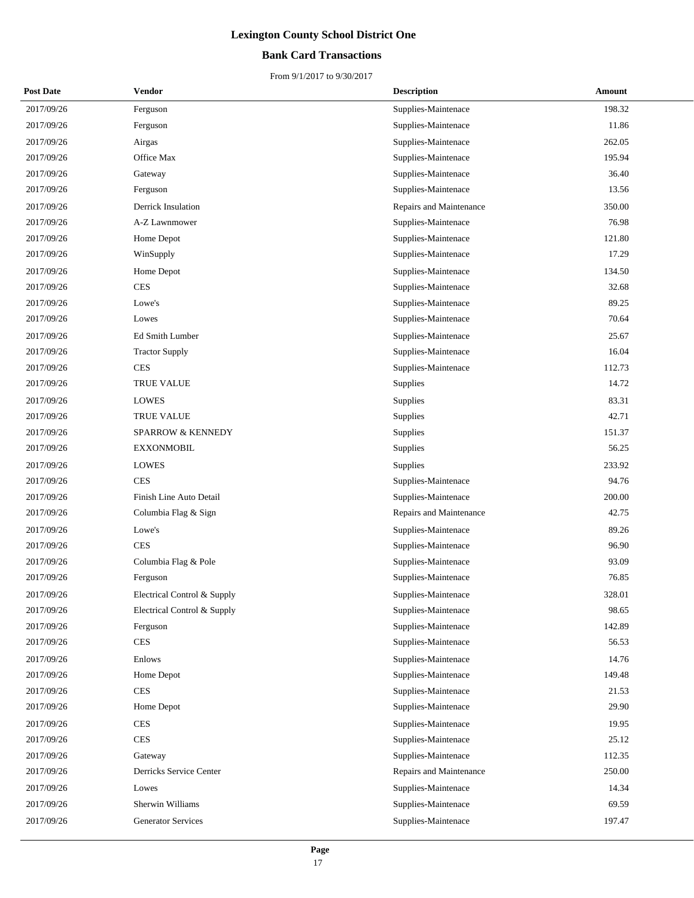# Lexington County School District One

## Bank Card Transactions

From 9/1/2017 to 9/30/2017

| Post Date | Vendor | Description | Amount |
|---|---|---|---|
| 2017/09/26 | Ferguson | Supplies-Maintenace | 198.32 |
| 2017/09/26 | Ferguson | Supplies-Maintenace | 11.86 |
| 2017/09/26 | Airgas | Supplies-Maintenace | 262.05 |
| 2017/09/26 | Office Max | Supplies-Maintenace | 195.94 |
| 2017/09/26 | Gateway | Supplies-Maintenace | 36.40 |
| 2017/09/26 | Ferguson | Supplies-Maintenace | 13.56 |
| 2017/09/26 | Derrick Insulation | Repairs and Maintenance | 350.00 |
| 2017/09/26 | A-Z Lawnmower | Supplies-Maintenace | 76.98 |
| 2017/09/26 | Home Depot | Supplies-Maintenace | 121.80 |
| 2017/09/26 | WinSupply | Supplies-Maintenace | 17.29 |
| 2017/09/26 | Home Depot | Supplies-Maintenace | 134.50 |
| 2017/09/26 | CES | Supplies-Maintenace | 32.68 |
| 2017/09/26 | Lowe's | Supplies-Maintenace | 89.25 |
| 2017/09/26 | Lowes | Supplies-Maintenace | 70.64 |
| 2017/09/26 | Ed Smith Lumber | Supplies-Maintenace | 25.67 |
| 2017/09/26 | Tractor Supply | Supplies-Maintenace | 16.04 |
| 2017/09/26 | CES | Supplies-Maintenace | 112.73 |
| 2017/09/26 | TRUE VALUE | Supplies | 14.72 |
| 2017/09/26 | LOWES | Supplies | 83.31 |
| 2017/09/26 | TRUE VALUE | Supplies | 42.71 |
| 2017/09/26 | SPARROW & KENNEDY | Supplies | 151.37 |
| 2017/09/26 | EXXONMOBIL | Supplies | 56.25 |
| 2017/09/26 | LOWES | Supplies | 233.92 |
| 2017/09/26 | CES | Supplies-Maintenace | 94.76 |
| 2017/09/26 | Finish Line Auto Detail | Supplies-Maintenace | 200.00 |
| 2017/09/26 | Columbia Flag & Sign | Repairs and Maintenance | 42.75 |
| 2017/09/26 | Lowe's | Supplies-Maintenace | 89.26 |
| 2017/09/26 | CES | Supplies-Maintenace | 96.90 |
| 2017/09/26 | Columbia Flag & Pole | Supplies-Maintenace | 93.09 |
| 2017/09/26 | Ferguson | Supplies-Maintenace | 76.85 |
| 2017/09/26 | Electrical Control & Supply | Supplies-Maintenace | 328.01 |
| 2017/09/26 | Electrical Control & Supply | Supplies-Maintenace | 98.65 |
| 2017/09/26 | Ferguson | Supplies-Maintenace | 142.89 |
| 2017/09/26 | CES | Supplies-Maintenace | 56.53 |
| 2017/09/26 | Enlows | Supplies-Maintenace | 14.76 |
| 2017/09/26 | Home Depot | Supplies-Maintenace | 149.48 |
| 2017/09/26 | CES | Supplies-Maintenace | 21.53 |
| 2017/09/26 | Home Depot | Supplies-Maintenace | 29.90 |
| 2017/09/26 | CES | Supplies-Maintenace | 19.95 |
| 2017/09/26 | CES | Supplies-Maintenace | 25.12 |
| 2017/09/26 | Gateway | Supplies-Maintenace | 112.35 |
| 2017/09/26 | Derricks Service Center | Repairs and Maintenance | 250.00 |
| 2017/09/26 | Lowes | Supplies-Maintenace | 14.34 |
| 2017/09/26 | Sherwin Williams | Supplies-Maintenace | 69.59 |
| 2017/09/26 | Generator Services | Supplies-Maintenace | 197.47 |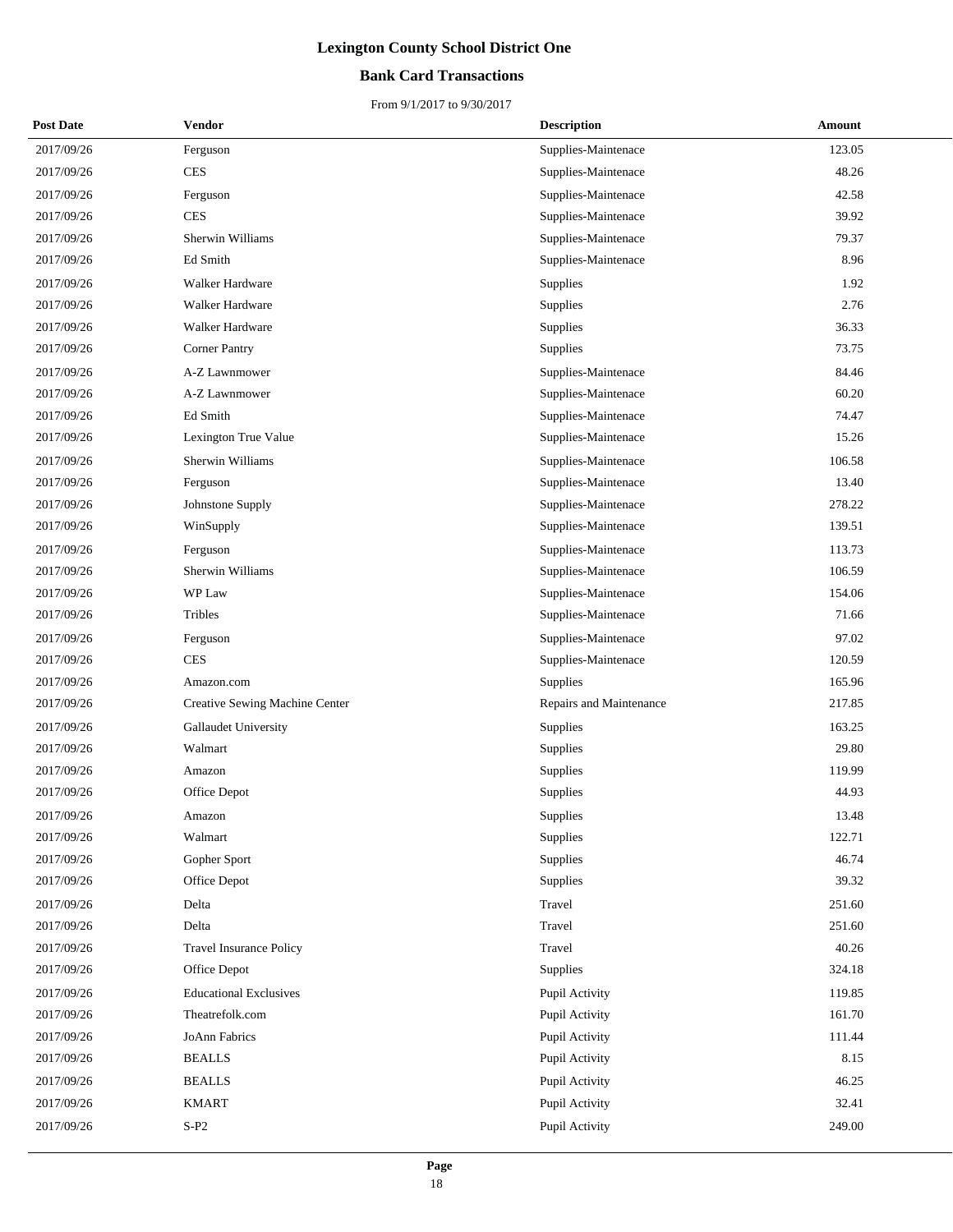# Lexington County School District One

## Bank Card Transactions

From 9/1/2017 to 9/30/2017

| Post Date | Vendor | Description | Amount |
|---|---|---|---|
| 2017/09/26 | Ferguson | Supplies-Maintenace | 123.05 |
| 2017/09/26 | CES | Supplies-Maintenace | 48.26 |
| 2017/09/26 | Ferguson | Supplies-Maintenace | 42.58 |
| 2017/09/26 | CES | Supplies-Maintenace | 39.92 |
| 2017/09/26 | Sherwin Williams | Supplies-Maintenace | 79.37 |
| 2017/09/26 | Ed Smith | Supplies-Maintenace | 8.96 |
| 2017/09/26 | Walker Hardware | Supplies | 1.92 |
| 2017/09/26 | Walker Hardware | Supplies | 2.76 |
| 2017/09/26 | Walker Hardware | Supplies | 36.33 |
| 2017/09/26 | Corner Pantry | Supplies | 73.75 |
| 2017/09/26 | A-Z Lawnmower | Supplies-Maintenace | 84.46 |
| 2017/09/26 | A-Z Lawnmower | Supplies-Maintenace | 60.20 |
| 2017/09/26 | Ed Smith | Supplies-Maintenace | 74.47 |
| 2017/09/26 | Lexington True Value | Supplies-Maintenace | 15.26 |
| 2017/09/26 | Sherwin Williams | Supplies-Maintenace | 106.58 |
| 2017/09/26 | Ferguson | Supplies-Maintenace | 13.40 |
| 2017/09/26 | Johnstone Supply | Supplies-Maintenace | 278.22 |
| 2017/09/26 | WinSupply | Supplies-Maintenace | 139.51 |
| 2017/09/26 | Ferguson | Supplies-Maintenace | 113.73 |
| 2017/09/26 | Sherwin Williams | Supplies-Maintenace | 106.59 |
| 2017/09/26 | WP Law | Supplies-Maintenace | 154.06 |
| 2017/09/26 | Tribles | Supplies-Maintenace | 71.66 |
| 2017/09/26 | Ferguson | Supplies-Maintenace | 97.02 |
| 2017/09/26 | CES | Supplies-Maintenace | 120.59 |
| 2017/09/26 | Amazon.com | Supplies | 165.96 |
| 2017/09/26 | Creative Sewing Machine Center | Repairs and Maintenance | 217.85 |
| 2017/09/26 | Gallaudet University | Supplies | 163.25 |
| 2017/09/26 | Walmart | Supplies | 29.80 |
| 2017/09/26 | Amazon | Supplies | 119.99 |
| 2017/09/26 | Office Depot | Supplies | 44.93 |
| 2017/09/26 | Amazon | Supplies | 13.48 |
| 2017/09/26 | Walmart | Supplies | 122.71 |
| 2017/09/26 | Gopher Sport | Supplies | 46.74 |
| 2017/09/26 | Office Depot | Supplies | 39.32 |
| 2017/09/26 | Delta | Travel | 251.60 |
| 2017/09/26 | Delta | Travel | 251.60 |
| 2017/09/26 | Travel Insurance Policy | Travel | 40.26 |
| 2017/09/26 | Office Depot | Supplies | 324.18 |
| 2017/09/26 | Educational Exclusives | Pupil Activity | 119.85 |
| 2017/09/26 | Theatrefolk.com | Pupil Activity | 161.70 |
| 2017/09/26 | JoAnn Fabrics | Pupil Activity | 111.44 |
| 2017/09/26 | BEALLS | Pupil Activity | 8.15 |
| 2017/09/26 | BEALLS | Pupil Activity | 46.25 |
| 2017/09/26 | KMART | Pupil Activity | 32.41 |
| 2017/09/26 | S-P2 | Pupil Activity | 249.00 |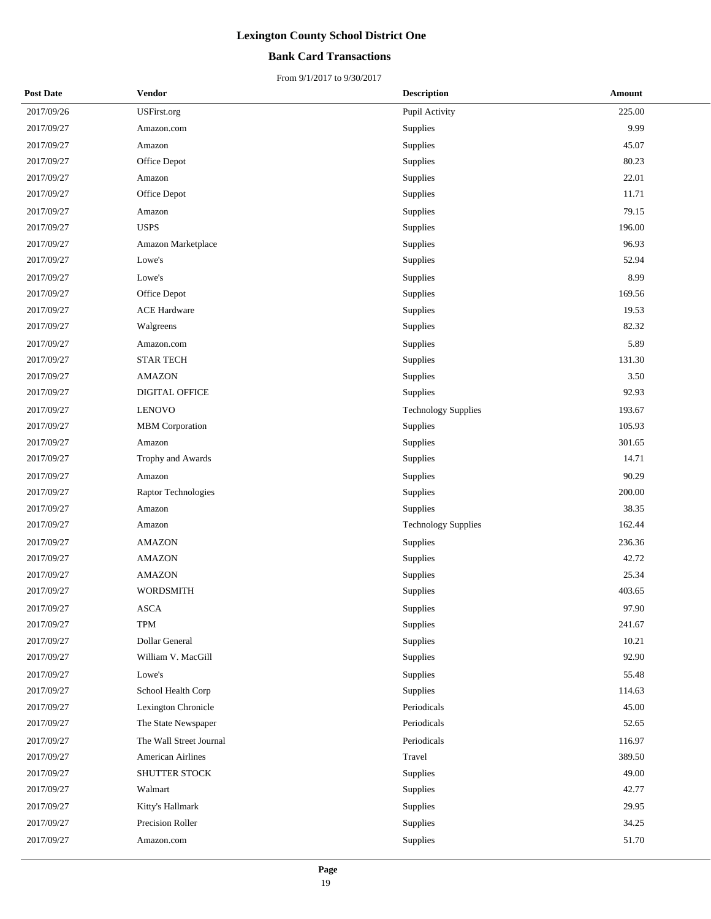# Lexington County School District One

## Bank Card Transactions

From 9/1/2017 to 9/30/2017

| Post Date | Vendor | Description | Amount |
|---|---|---|---|
| 2017/09/26 | USFirst.org | Pupil Activity | 225.00 |
| 2017/09/27 | Amazon.com | Supplies | 9.99 |
| 2017/09/27 | Amazon | Supplies | 45.07 |
| 2017/09/27 | Office Depot | Supplies | 80.23 |
| 2017/09/27 | Amazon | Supplies | 22.01 |
| 2017/09/27 | Office Depot | Supplies | 11.71 |
| 2017/09/27 | Amazon | Supplies | 79.15 |
| 2017/09/27 | USPS | Supplies | 196.00 |
| 2017/09/27 | Amazon Marketplace | Supplies | 96.93 |
| 2017/09/27 | Lowe's | Supplies | 52.94 |
| 2017/09/27 | Lowe's | Supplies | 8.99 |
| 2017/09/27 | Office Depot | Supplies | 169.56 |
| 2017/09/27 | ACE Hardware | Supplies | 19.53 |
| 2017/09/27 | Walgreens | Supplies | 82.32 |
| 2017/09/27 | Amazon.com | Supplies | 5.89 |
| 2017/09/27 | STAR TECH | Supplies | 131.30 |
| 2017/09/27 | AMAZON | Supplies | 3.50 |
| 2017/09/27 | DIGITAL OFFICE | Supplies | 92.93 |
| 2017/09/27 | LENOVO | Technology Supplies | 193.67 |
| 2017/09/27 | MBM Corporation | Supplies | 105.93 |
| 2017/09/27 | Amazon | Supplies | 301.65 |
| 2017/09/27 | Trophy and Awards | Supplies | 14.71 |
| 2017/09/27 | Amazon | Supplies | 90.29 |
| 2017/09/27 | Raptor Technologies | Supplies | 200.00 |
| 2017/09/27 | Amazon | Supplies | 38.35 |
| 2017/09/27 | Amazon | Technology Supplies | 162.44 |
| 2017/09/27 | AMAZON | Supplies | 236.36 |
| 2017/09/27 | AMAZON | Supplies | 42.72 |
| 2017/09/27 | AMAZON | Supplies | 25.34 |
| 2017/09/27 | WORDSMITH | Supplies | 403.65 |
| 2017/09/27 | ASCA | Supplies | 97.90 |
| 2017/09/27 | TPM | Supplies | 241.67 |
| 2017/09/27 | Dollar General | Supplies | 10.21 |
| 2017/09/27 | William V. MacGill | Supplies | 92.90 |
| 2017/09/27 | Lowe's | Supplies | 55.48 |
| 2017/09/27 | School Health Corp | Supplies | 114.63 |
| 2017/09/27 | Lexington Chronicle | Periodicals | 45.00 |
| 2017/09/27 | The State Newspaper | Periodicals | 52.65 |
| 2017/09/27 | The Wall Street Journal | Periodicals | 116.97 |
| 2017/09/27 | American Airlines | Travel | 389.50 |
| 2017/09/27 | SHUTTER STOCK | Supplies | 49.00 |
| 2017/09/27 | Walmart | Supplies | 42.77 |
| 2017/09/27 | Kitty's Hallmark | Supplies | 29.95 |
| 2017/09/27 | Precision Roller | Supplies | 34.25 |
| 2017/09/27 | Amazon.com | Supplies | 51.70 |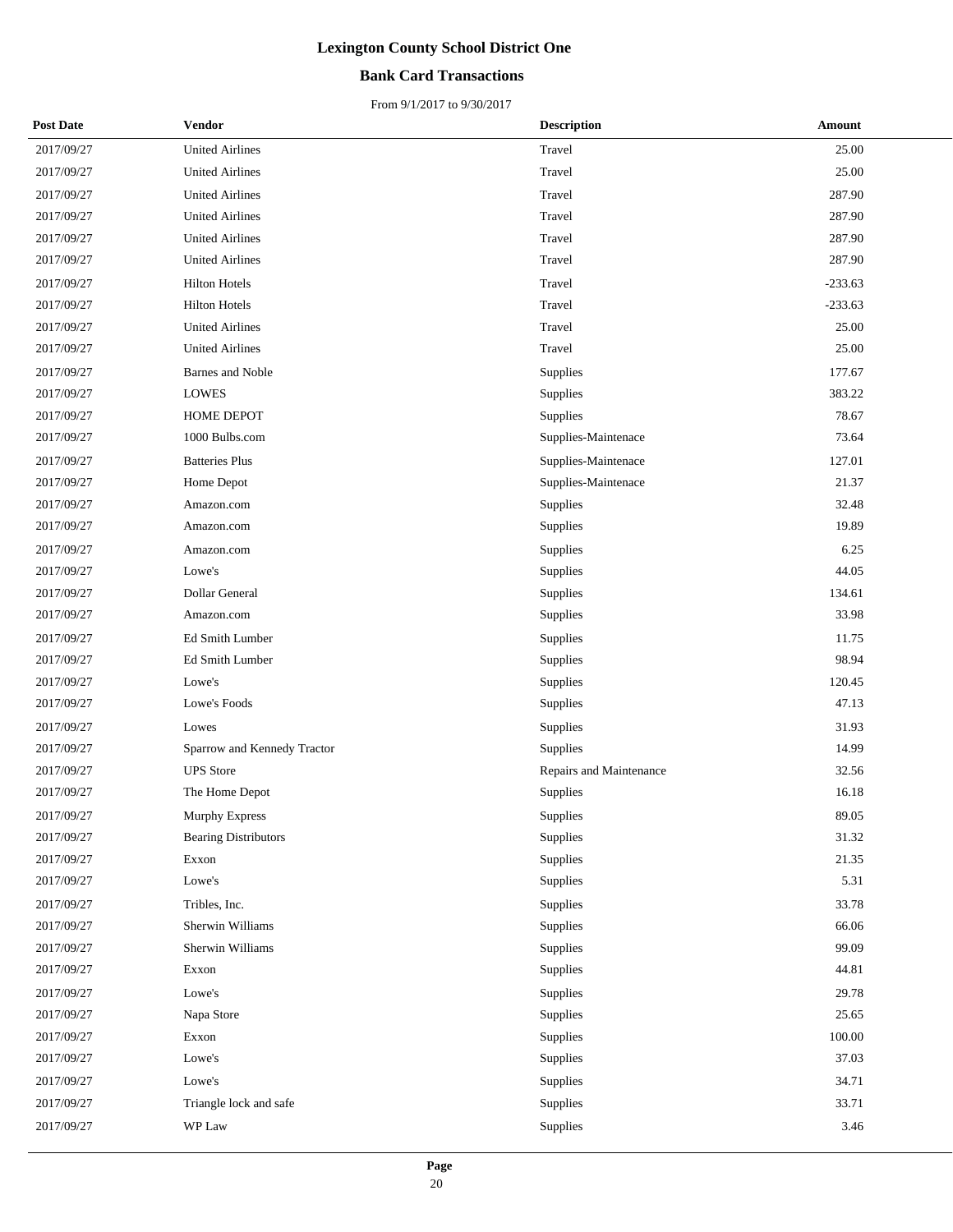# Lexington County School District One

## Bank Card Transactions

From 9/1/2017 to 9/30/2017

| Post Date | Vendor | Description | Amount |
|---|---|---|---|
| 2017/09/27 | United Airlines | Travel | 25.00 |
| 2017/09/27 | United Airlines | Travel | 25.00 |
| 2017/09/27 | United Airlines | Travel | 287.90 |
| 2017/09/27 | United Airlines | Travel | 287.90 |
| 2017/09/27 | United Airlines | Travel | 287.90 |
| 2017/09/27 | United Airlines | Travel | 287.90 |
| 2017/09/27 | Hilton Hotels | Travel | -233.63 |
| 2017/09/27 | Hilton Hotels | Travel | -233.63 |
| 2017/09/27 | United Airlines | Travel | 25.00 |
| 2017/09/27 | United Airlines | Travel | 25.00 |
| 2017/09/27 | Barnes and Noble | Supplies | 177.67 |
| 2017/09/27 | LOWES | Supplies | 383.22 |
| 2017/09/27 | HOME DEPOT | Supplies | 78.67 |
| 2017/09/27 | 1000 Bulbs.com | Supplies-Maintenace | 73.64 |
| 2017/09/27 | Batteries Plus | Supplies-Maintenace | 127.01 |
| 2017/09/27 | Home Depot | Supplies-Maintenace | 21.37 |
| 2017/09/27 | Amazon.com | Supplies | 32.48 |
| 2017/09/27 | Amazon.com | Supplies | 19.89 |
| 2017/09/27 | Amazon.com | Supplies | 6.25 |
| 2017/09/27 | Lowe's | Supplies | 44.05 |
| 2017/09/27 | Dollar General | Supplies | 134.61 |
| 2017/09/27 | Amazon.com | Supplies | 33.98 |
| 2017/09/27 | Ed Smith Lumber | Supplies | 11.75 |
| 2017/09/27 | Ed Smith Lumber | Supplies | 98.94 |
| 2017/09/27 | Lowe's | Supplies | 120.45 |
| 2017/09/27 | Lowe's Foods | Supplies | 47.13 |
| 2017/09/27 | Lowes | Supplies | 31.93 |
| 2017/09/27 | Sparrow and Kennedy Tractor | Supplies | 14.99 |
| 2017/09/27 | UPS Store | Repairs and Maintenance | 32.56 |
| 2017/09/27 | The Home Depot | Supplies | 16.18 |
| 2017/09/27 | Murphy Express | Supplies | 89.05 |
| 2017/09/27 | Bearing Distributors | Supplies | 31.32 |
| 2017/09/27 | Exxon | Supplies | 21.35 |
| 2017/09/27 | Lowe's | Supplies | 5.31 |
| 2017/09/27 | Tribles, Inc. | Supplies | 33.78 |
| 2017/09/27 | Sherwin Williams | Supplies | 66.06 |
| 2017/09/27 | Sherwin Williams | Supplies | 99.09 |
| 2017/09/27 | Exxon | Supplies | 44.81 |
| 2017/09/27 | Lowe's | Supplies | 29.78 |
| 2017/09/27 | Napa Store | Supplies | 25.65 |
| 2017/09/27 | Exxon | Supplies | 100.00 |
| 2017/09/27 | Lowe's | Supplies | 37.03 |
| 2017/09/27 | Lowe's | Supplies | 34.71 |
| 2017/09/27 | Triangle lock and safe | Supplies | 33.71 |
| 2017/09/27 | WP Law | Supplies | 3.46 |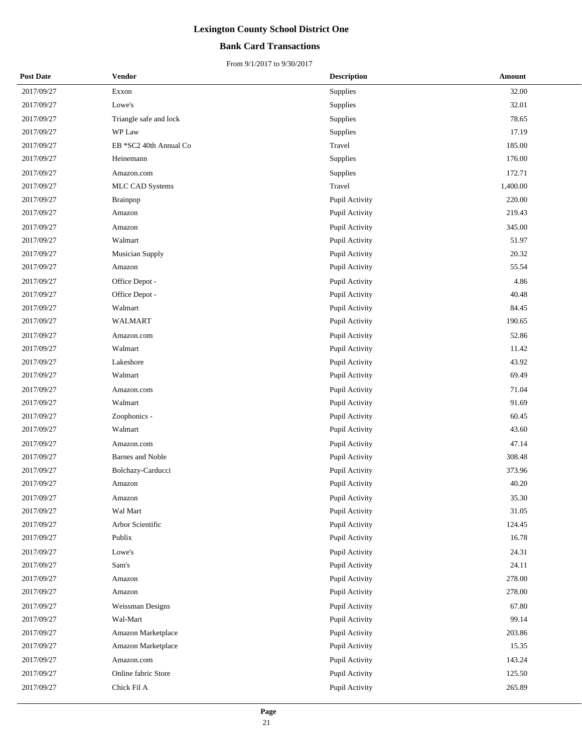# Lexington County School District One

## Bank Card Transactions

From 9/1/2017 to 9/30/2017

| Post Date | Vendor | Description | Amount |
|---|---|---|---|
| 2017/09/27 | Exxon | Supplies | 32.00 |
| 2017/09/27 | Lowe's | Supplies | 32.01 |
| 2017/09/27 | Triangle safe and lock | Supplies | 78.65 |
| 2017/09/27 | WP Law | Supplies | 17.19 |
| 2017/09/27 | EB *SC2 40th Annual Co | Travel | 185.00 |
| 2017/09/27 | Heinemann | Supplies | 176.00 |
| 2017/09/27 | Amazon.com | Supplies | 172.71 |
| 2017/09/27 | MLC CAD Systems | Travel | 1,400.00 |
| 2017/09/27 | Brainpop | Pupil Activity | 220.00 |
| 2017/09/27 | Amazon | Pupil Activity | 219.43 |
| 2017/09/27 | Amazon | Pupil Activity | 345.00 |
| 2017/09/27 | Walmart | Pupil Activity | 51.97 |
| 2017/09/27 | Musician Supply | Pupil Activity | 20.32 |
| 2017/09/27 | Amazon | Pupil Activity | 55.54 |
| 2017/09/27 | Office Depot - | Pupil Activity | 4.86 |
| 2017/09/27 | Office Depot - | Pupil Activity | 40.48 |
| 2017/09/27 | Walmart | Pupil Activity | 84.45 |
| 2017/09/27 | WALMART | Pupil Activity | 190.65 |
| 2017/09/27 | Amazon.com | Pupil Activity | 52.86 |
| 2017/09/27 | Walmart | Pupil Activity | 11.42 |
| 2017/09/27 | Lakeshore | Pupil Activity | 43.92 |
| 2017/09/27 | Walmart | Pupil Activity | 69.49 |
| 2017/09/27 | Amazon.com | Pupil Activity | 71.04 |
| 2017/09/27 | Walmart | Pupil Activity | 91.69 |
| 2017/09/27 | Zoophonics - | Pupil Activity | 60.45 |
| 2017/09/27 | Walmart | Pupil Activity | 43.60 |
| 2017/09/27 | Amazon.com | Pupil Activity | 47.14 |
| 2017/09/27 | Barnes and Noble | Pupil Activity | 308.48 |
| 2017/09/27 | Bolchazy-Carducci | Pupil Activity | 373.96 |
| 2017/09/27 | Amazon | Pupil Activity | 40.20 |
| 2017/09/27 | Amazon | Pupil Activity | 35.30 |
| 2017/09/27 | Wal Mart | Pupil Activity | 31.05 |
| 2017/09/27 | Arbor Scientific | Pupil Activity | 124.45 |
| 2017/09/27 | Publix | Pupil Activity | 16.78 |
| 2017/09/27 | Lowe's | Pupil Activity | 24.31 |
| 2017/09/27 | Sam's | Pupil Activity | 24.11 |
| 2017/09/27 | Amazon | Pupil Activity | 278.00 |
| 2017/09/27 | Amazon | Pupil Activity | 278.00 |
| 2017/09/27 | Weissman Designs | Pupil Activity | 67.80 |
| 2017/09/27 | Wal-Mart | Pupil Activity | 99.14 |
| 2017/09/27 | Amazon Marketplace | Pupil Activity | 203.86 |
| 2017/09/27 | Amazon Marketplace | Pupil Activity | 15.35 |
| 2017/09/27 | Amazon.com | Pupil Activity | 143.24 |
| 2017/09/27 | Online fabric Store | Pupil Activity | 125.50 |
| 2017/09/27 | Chick Fil A | Pupil Activity | 265.89 |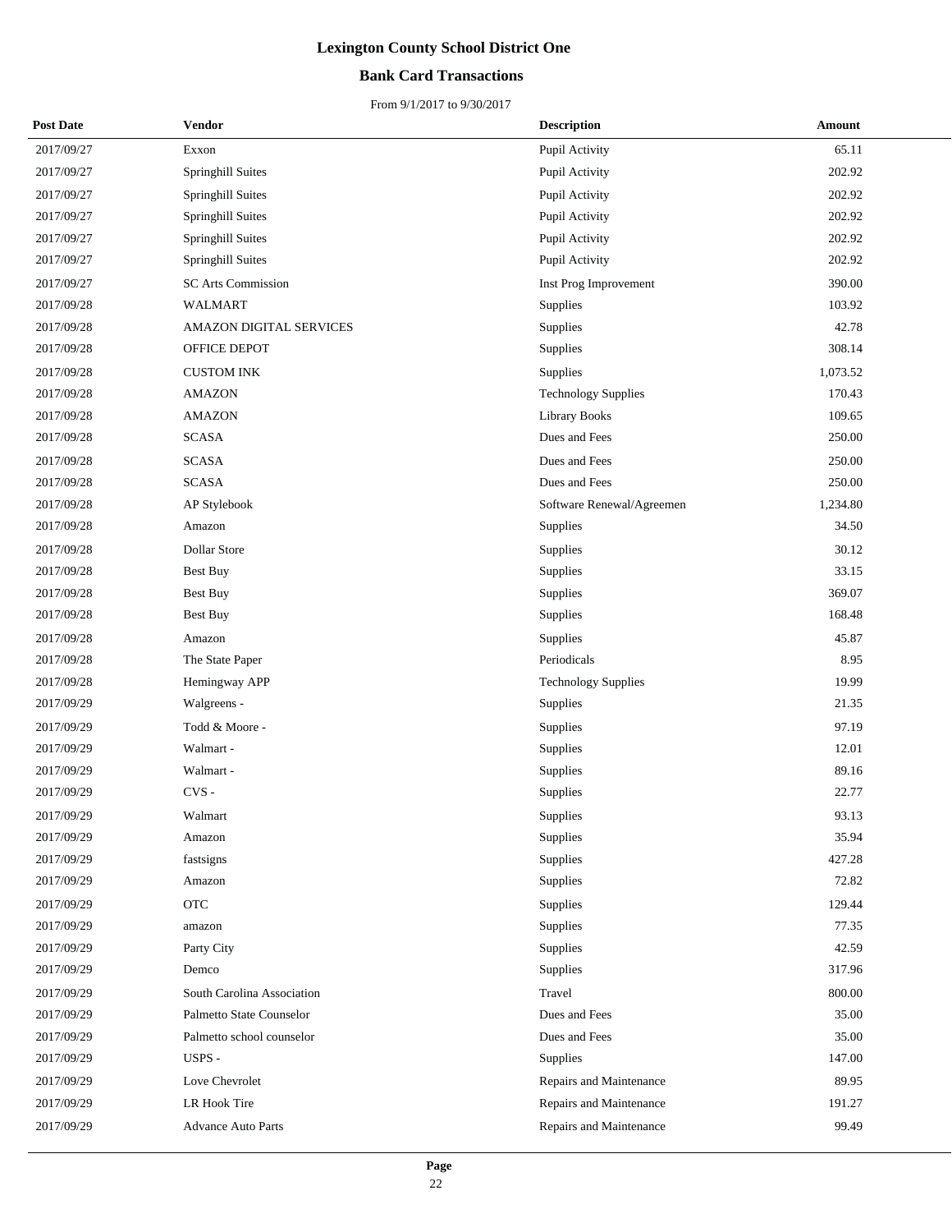# Lexington County School District One

## Bank Card Transactions

From 9/1/2017 to 9/30/2017

| Post Date | Vendor | Description | Amount |
|---|---|---|---|
| 2017/09/27 | Exxon | Pupil Activity | 65.11 |
| 2017/09/27 | Springhill Suites | Pupil Activity | 202.92 |
| 2017/09/27 | Springhill Suites | Pupil Activity | 202.92 |
| 2017/09/27 | Springhill Suites | Pupil Activity | 202.92 |
| 2017/09/27 | Springhill Suites | Pupil Activity | 202.92 |
| 2017/09/27 | Springhill Suites | Pupil Activity | 202.92 |
| 2017/09/27 | SC Arts Commission | Inst Prog Improvement | 390.00 |
| 2017/09/28 | WALMART | Supplies | 103.92 |
| 2017/09/28 | AMAZON DIGITAL SERVICES | Supplies | 42.78 |
| 2017/09/28 | OFFICE DEPOT | Supplies | 308.14 |
| 2017/09/28 | CUSTOM INK | Supplies | 1,073.52 |
| 2017/09/28 | AMAZON | Technology Supplies | 170.43 |
| 2017/09/28 | AMAZON | Library Books | 109.65 |
| 2017/09/28 | SCASA | Dues and Fees | 250.00 |
| 2017/09/28 | SCASA | Dues and Fees | 250.00 |
| 2017/09/28 | SCASA | Dues and Fees | 250.00 |
| 2017/09/28 | AP Stylebook | Software Renewal/Agreemen | 1,234.80 |
| 2017/09/28 | Amazon | Supplies | 34.50 |
| 2017/09/28 | Dollar Store | Supplies | 30.12 |
| 2017/09/28 | Best Buy | Supplies | 33.15 |
| 2017/09/28 | Best Buy | Supplies | 369.07 |
| 2017/09/28 | Best Buy | Supplies | 168.48 |
| 2017/09/28 | Amazon | Supplies | 45.87 |
| 2017/09/28 | The State Paper | Periodicals | 8.95 |
| 2017/09/28 | Hemingway APP | Technology Supplies | 19.99 |
| 2017/09/29 | Walgreens - | Supplies | 21.35 |
| 2017/09/29 | Todd & Moore - | Supplies | 97.19 |
| 2017/09/29 | Walmart - | Supplies | 12.01 |
| 2017/09/29 | Walmart - | Supplies | 89.16 |
| 2017/09/29 | CVS - | Supplies | 22.77 |
| 2017/09/29 | Walmart | Supplies | 93.13 |
| 2017/09/29 | Amazon | Supplies | 35.94 |
| 2017/09/29 | fastsigns | Supplies | 427.28 |
| 2017/09/29 | Amazon | Supplies | 72.82 |
| 2017/09/29 | OTC | Supplies | 129.44 |
| 2017/09/29 | amazon | Supplies | 77.35 |
| 2017/09/29 | Party City | Supplies | 42.59 |
| 2017/09/29 | Demco | Supplies | 317.96 |
| 2017/09/29 | South Carolina Association | Travel | 800.00 |
| 2017/09/29 | Palmetto State Counselor | Dues and Fees | 35.00 |
| 2017/09/29 | Palmetto school counselor | Dues and Fees | 35.00 |
| 2017/09/29 | USPS - | Supplies | 147.00 |
| 2017/09/29 | Love Chevrolet | Repairs and Maintenance | 89.95 |
| 2017/09/29 | LR Hook Tire | Repairs and Maintenance | 191.27 |
| 2017/09/29 | Advance Auto Parts | Repairs and Maintenance | 99.49 |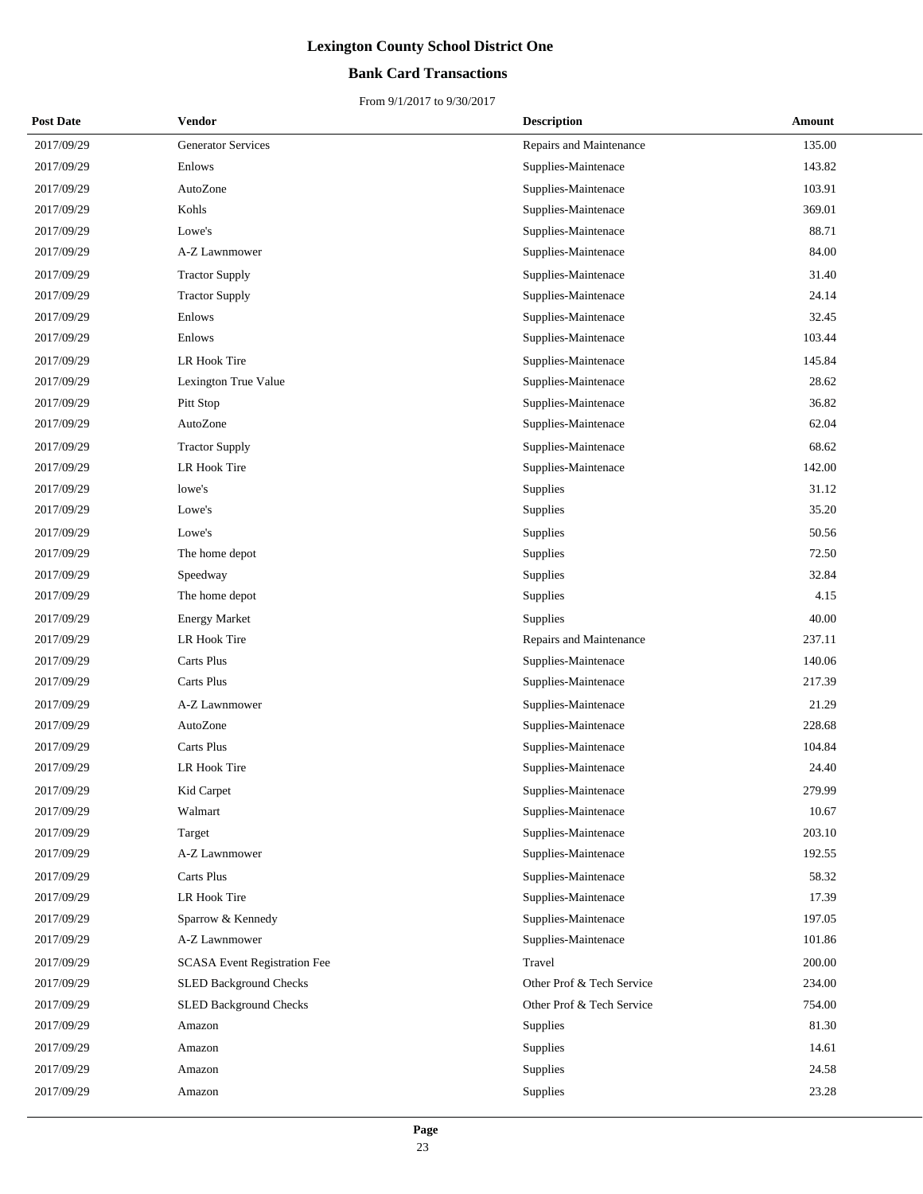# Lexington County School District One

## Bank Card Transactions

From 9/1/2017 to 9/30/2017

| Post Date | Vendor | Description | Amount |
|---|---|---|---|
| 2017/09/29 | Generator Services | Repairs and Maintenance | 135.00 |
| 2017/09/29 | Enlows | Supplies-Maintenace | 143.82 |
| 2017/09/29 | AutoZone | Supplies-Maintenace | 103.91 |
| 2017/09/29 | Kohls | Supplies-Maintenace | 369.01 |
| 2017/09/29 | Lowe's | Supplies-Maintenace | 88.71 |
| 2017/09/29 | A-Z Lawnmower | Supplies-Maintenace | 84.00 |
| 2017/09/29 | Tractor Supply | Supplies-Maintenace | 31.40 |
| 2017/09/29 | Tractor Supply | Supplies-Maintenace | 24.14 |
| 2017/09/29 | Enlows | Supplies-Maintenace | 32.45 |
| 2017/09/29 | Enlows | Supplies-Maintenace | 103.44 |
| 2017/09/29 | LR Hook Tire | Supplies-Maintenace | 145.84 |
| 2017/09/29 | Lexington True Value | Supplies-Maintenace | 28.62 |
| 2017/09/29 | Pitt Stop | Supplies-Maintenace | 36.82 |
| 2017/09/29 | AutoZone | Supplies-Maintenace | 62.04 |
| 2017/09/29 | Tractor Supply | Supplies-Maintenace | 68.62 |
| 2017/09/29 | LR Hook Tire | Supplies-Maintenace | 142.00 |
| 2017/09/29 | lowe's | Supplies | 31.12 |
| 2017/09/29 | Lowe's | Supplies | 35.20 |
| 2017/09/29 | Lowe's | Supplies | 50.56 |
| 2017/09/29 | The home depot | Supplies | 72.50 |
| 2017/09/29 | Speedway | Supplies | 32.84 |
| 2017/09/29 | The home depot | Supplies | 4.15 |
| 2017/09/29 | Energy Market | Supplies | 40.00 |
| 2017/09/29 | LR Hook Tire | Repairs and Maintenance | 237.11 |
| 2017/09/29 | Carts Plus | Supplies-Maintenace | 140.06 |
| 2017/09/29 | Carts Plus | Supplies-Maintenace | 217.39 |
| 2017/09/29 | A-Z Lawnmower | Supplies-Maintenace | 21.29 |
| 2017/09/29 | AutoZone | Supplies-Maintenace | 228.68 |
| 2017/09/29 | Carts Plus | Supplies-Maintenace | 104.84 |
| 2017/09/29 | LR Hook Tire | Supplies-Maintenace | 24.40 |
| 2017/09/29 | Kid Carpet | Supplies-Maintenace | 279.99 |
| 2017/09/29 | Walmart | Supplies-Maintenace | 10.67 |
| 2017/09/29 | Target | Supplies-Maintenace | 203.10 |
| 2017/09/29 | A-Z Lawnmower | Supplies-Maintenace | 192.55 |
| 2017/09/29 | Carts Plus | Supplies-Maintenace | 58.32 |
| 2017/09/29 | LR Hook Tire | Supplies-Maintenace | 17.39 |
| 2017/09/29 | Sparrow & Kennedy | Supplies-Maintenace | 197.05 |
| 2017/09/29 | A-Z Lawnmower | Supplies-Maintenace | 101.86 |
| 2017/09/29 | SCASA Event Registration Fee | Travel | 200.00 |
| 2017/09/29 | SLED Background Checks | Other Prof & Tech Service | 234.00 |
| 2017/09/29 | SLED Background Checks | Other Prof & Tech Service | 754.00 |
| 2017/09/29 | Amazon | Supplies | 81.30 |
| 2017/09/29 | Amazon | Supplies | 14.61 |
| 2017/09/29 | Amazon | Supplies | 24.58 |
| 2017/09/29 | Amazon | Supplies | 23.28 |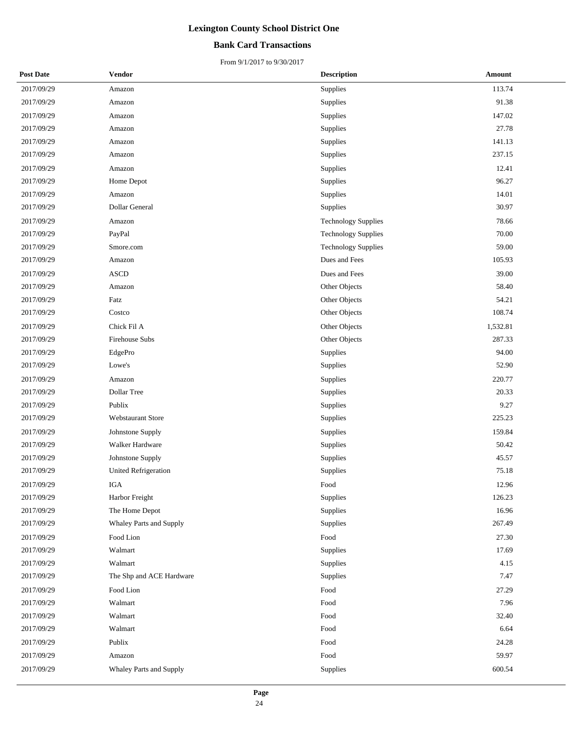# Lexington County School District One

## Bank Card Transactions

From 9/1/2017 to 9/30/2017

| Post Date | Vendor | Description | Amount |
|---|---|---|---|
| 2017/09/29 | Amazon | Supplies | 113.74 |
| 2017/09/29 | Amazon | Supplies | 91.38 |
| 2017/09/29 | Amazon | Supplies | 147.02 |
| 2017/09/29 | Amazon | Supplies | 27.78 |
| 2017/09/29 | Amazon | Supplies | 141.13 |
| 2017/09/29 | Amazon | Supplies | 237.15 |
| 2017/09/29 | Amazon | Supplies | 12.41 |
| 2017/09/29 | Home Depot | Supplies | 96.27 |
| 2017/09/29 | Amazon | Supplies | 14.01 |
| 2017/09/29 | Dollar General | Supplies | 30.97 |
| 2017/09/29 | Amazon | Technology Supplies | 78.66 |
| 2017/09/29 | PayPal | Technology Supplies | 70.00 |
| 2017/09/29 | Smore.com | Technology Supplies | 59.00 |
| 2017/09/29 | Amazon | Dues and Fees | 105.93 |
| 2017/09/29 | ASCD | Dues and Fees | 39.00 |
| 2017/09/29 | Amazon | Other Objects | 58.40 |
| 2017/09/29 | Fatz | Other Objects | 54.21 |
| 2017/09/29 | Costco | Other Objects | 108.74 |
| 2017/09/29 | Chick Fil A | Other Objects | 1,532.81 |
| 2017/09/29 | Firehouse Subs | Other Objects | 287.33 |
| 2017/09/29 | EdgePro | Supplies | 94.00 |
| 2017/09/29 | Lowe's | Supplies | 52.90 |
| 2017/09/29 | Amazon | Supplies | 220.77 |
| 2017/09/29 | Dollar Tree | Supplies | 20.33 |
| 2017/09/29 | Publix | Supplies | 9.27 |
| 2017/09/29 | Webstaurant Store | Supplies | 225.23 |
| 2017/09/29 | Johnstone Supply | Supplies | 159.84 |
| 2017/09/29 | Walker Hardware | Supplies | 50.42 |
| 2017/09/29 | Johnstone Supply | Supplies | 45.57 |
| 2017/09/29 | United Refrigeration | Supplies | 75.18 |
| 2017/09/29 | IGA | Food | 12.96 |
| 2017/09/29 | Harbor Freight | Supplies | 126.23 |
| 2017/09/29 | The Home Depot | Supplies | 16.96 |
| 2017/09/29 | Whaley Parts and Supply | Supplies | 267.49 |
| 2017/09/29 | Food Lion | Food | 27.30 |
| 2017/09/29 | Walmart | Supplies | 17.69 |
| 2017/09/29 | Walmart | Supplies | 4.15 |
| 2017/09/29 | The Shp and ACE Hardware | Supplies | 7.47 |
| 2017/09/29 | Food Lion | Food | 27.29 |
| 2017/09/29 | Walmart | Food | 7.96 |
| 2017/09/29 | Walmart | Food | 32.40 |
| 2017/09/29 | Walmart | Food | 6.64 |
| 2017/09/29 | Publix | Food | 24.28 |
| 2017/09/29 | Amazon | Food | 59.97 |
| 2017/09/29 | Whaley Parts and Supply | Supplies | 600.54 |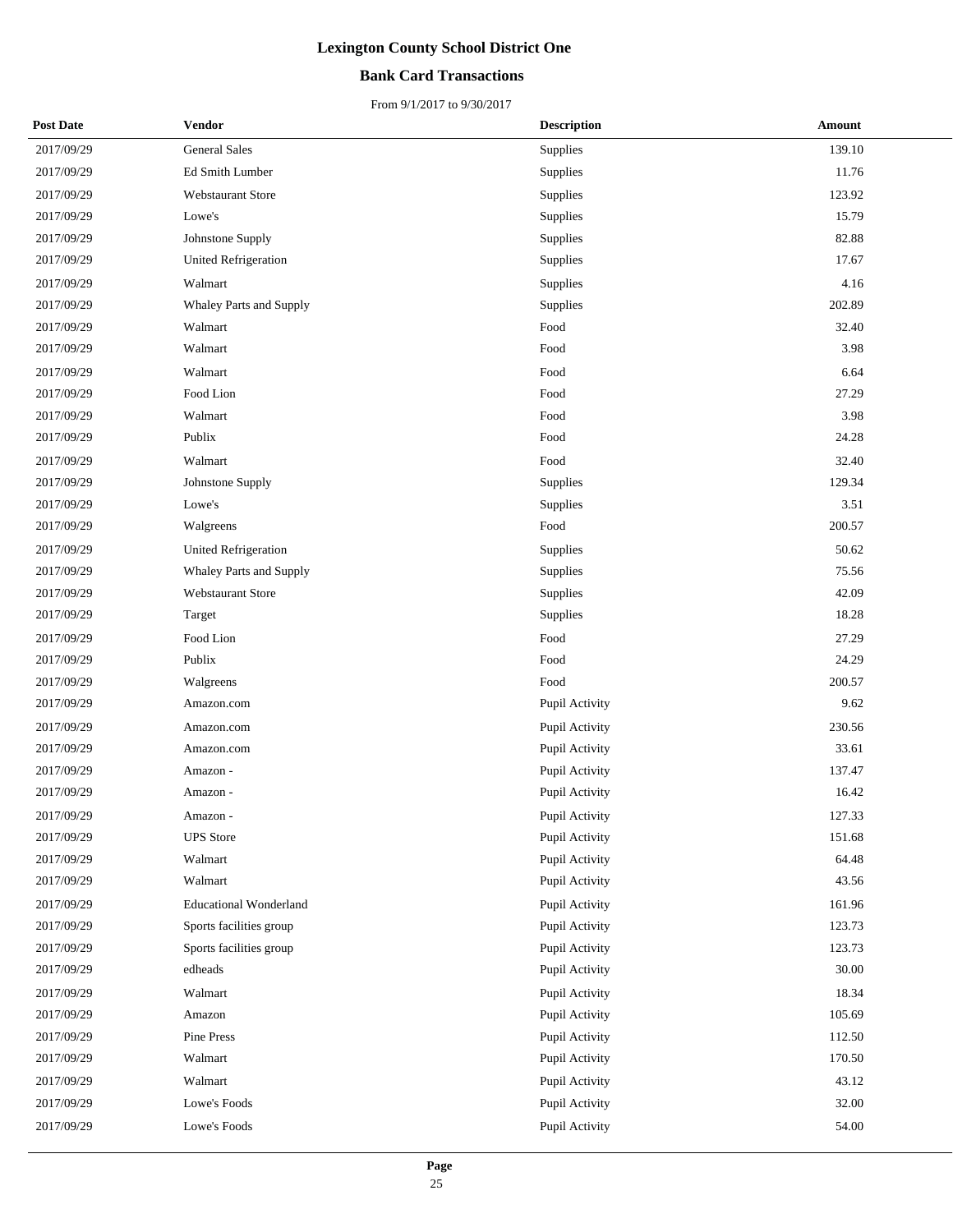# Lexington County School District One

## Bank Card Transactions

From 9/1/2017 to 9/30/2017

| Post Date | Vendor | Description | Amount |
|---|---|---|---|
| 2017/09/29 | General Sales | Supplies | 139.10 |
| 2017/09/29 | Ed Smith Lumber | Supplies | 11.76 |
| 2017/09/29 | Webstaurant Store | Supplies | 123.92 |
| 2017/09/29 | Lowe's | Supplies | 15.79 |
| 2017/09/29 | Johnstone Supply | Supplies | 82.88 |
| 2017/09/29 | United Refrigeration | Supplies | 17.67 |
| 2017/09/29 | Walmart | Supplies | 4.16 |
| 2017/09/29 | Whaley Parts and Supply | Supplies | 202.89 |
| 2017/09/29 | Walmart | Food | 32.40 |
| 2017/09/29 | Walmart | Food | 3.98 |
| 2017/09/29 | Walmart | Food | 6.64 |
| 2017/09/29 | Food Lion | Food | 27.29 |
| 2017/09/29 | Walmart | Food | 3.98 |
| 2017/09/29 | Publix | Food | 24.28 |
| 2017/09/29 | Walmart | Food | 32.40 |
| 2017/09/29 | Johnstone Supply | Supplies | 129.34 |
| 2017/09/29 | Lowe's | Supplies | 3.51 |
| 2017/09/29 | Walgreens | Food | 200.57 |
| 2017/09/29 | United Refrigeration | Supplies | 50.62 |
| 2017/09/29 | Whaley Parts and Supply | Supplies | 75.56 |
| 2017/09/29 | Webstaurant Store | Supplies | 42.09 |
| 2017/09/29 | Target | Supplies | 18.28 |
| 2017/09/29 | Food Lion | Food | 27.29 |
| 2017/09/29 | Publix | Food | 24.29 |
| 2017/09/29 | Walgreens | Food | 200.57 |
| 2017/09/29 | Amazon.com | Pupil Activity | 9.62 |
| 2017/09/29 | Amazon.com | Pupil Activity | 230.56 |
| 2017/09/29 | Amazon.com | Pupil Activity | 33.61 |
| 2017/09/29 | Amazon - | Pupil Activity | 137.47 |
| 2017/09/29 | Amazon - | Pupil Activity | 16.42 |
| 2017/09/29 | Amazon - | Pupil Activity | 127.33 |
| 2017/09/29 | UPS Store | Pupil Activity | 151.68 |
| 2017/09/29 | Walmart | Pupil Activity | 64.48 |
| 2017/09/29 | Walmart | Pupil Activity | 43.56 |
| 2017/09/29 | Educational Wonderland | Pupil Activity | 161.96 |
| 2017/09/29 | Sports facilities group | Pupil Activity | 123.73 |
| 2017/09/29 | Sports facilities group | Pupil Activity | 123.73 |
| 2017/09/29 | edheads | Pupil Activity | 30.00 |
| 2017/09/29 | Walmart | Pupil Activity | 18.34 |
| 2017/09/29 | Amazon | Pupil Activity | 105.69 |
| 2017/09/29 | Pine Press | Pupil Activity | 112.50 |
| 2017/09/29 | Walmart | Pupil Activity | 170.50 |
| 2017/09/29 | Walmart | Pupil Activity | 43.12 |
| 2017/09/29 | Lowe's Foods | Pupil Activity | 32.00 |
| 2017/09/29 | Lowe's Foods | Pupil Activity | 54.00 |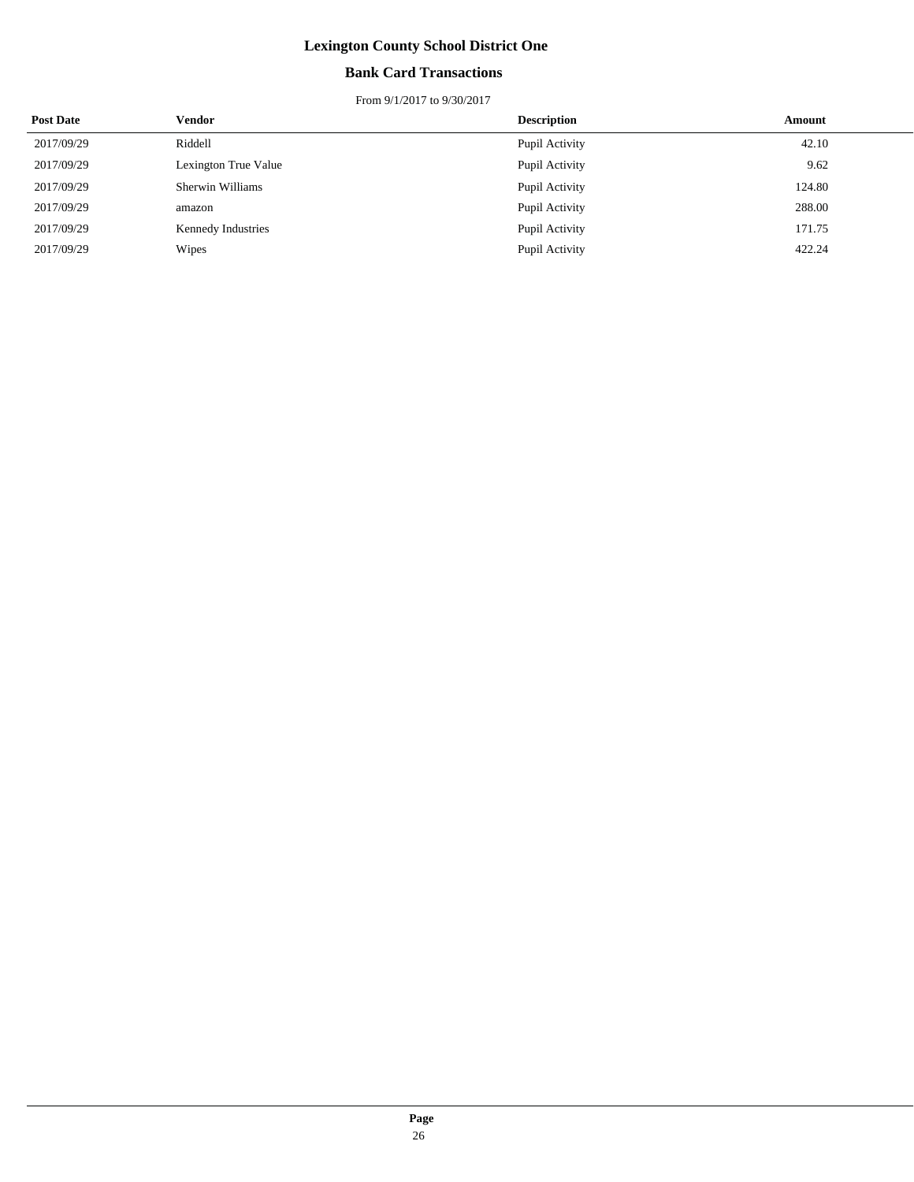# Lexington County School District One

## Bank Card Transactions

From 9/1/2017 to 9/30/2017

| Post Date | Vendor | Description | Amount |
|---|---|---|---|
| 2017/09/29 | Riddell | Pupil Activity | 42.10 |
| 2017/09/29 | Lexington True Value | Pupil Activity | 9.62 |
| 2017/09/29 | Sherwin Williams | Pupil Activity | 124.80 |
| 2017/09/29 | amazon | Pupil Activity | 288.00 |
| 2017/09/29 | Kennedy Industries | Pupil Activity | 171.75 |
| 2017/09/29 | Wipes | Pupil Activity | 422.24 |